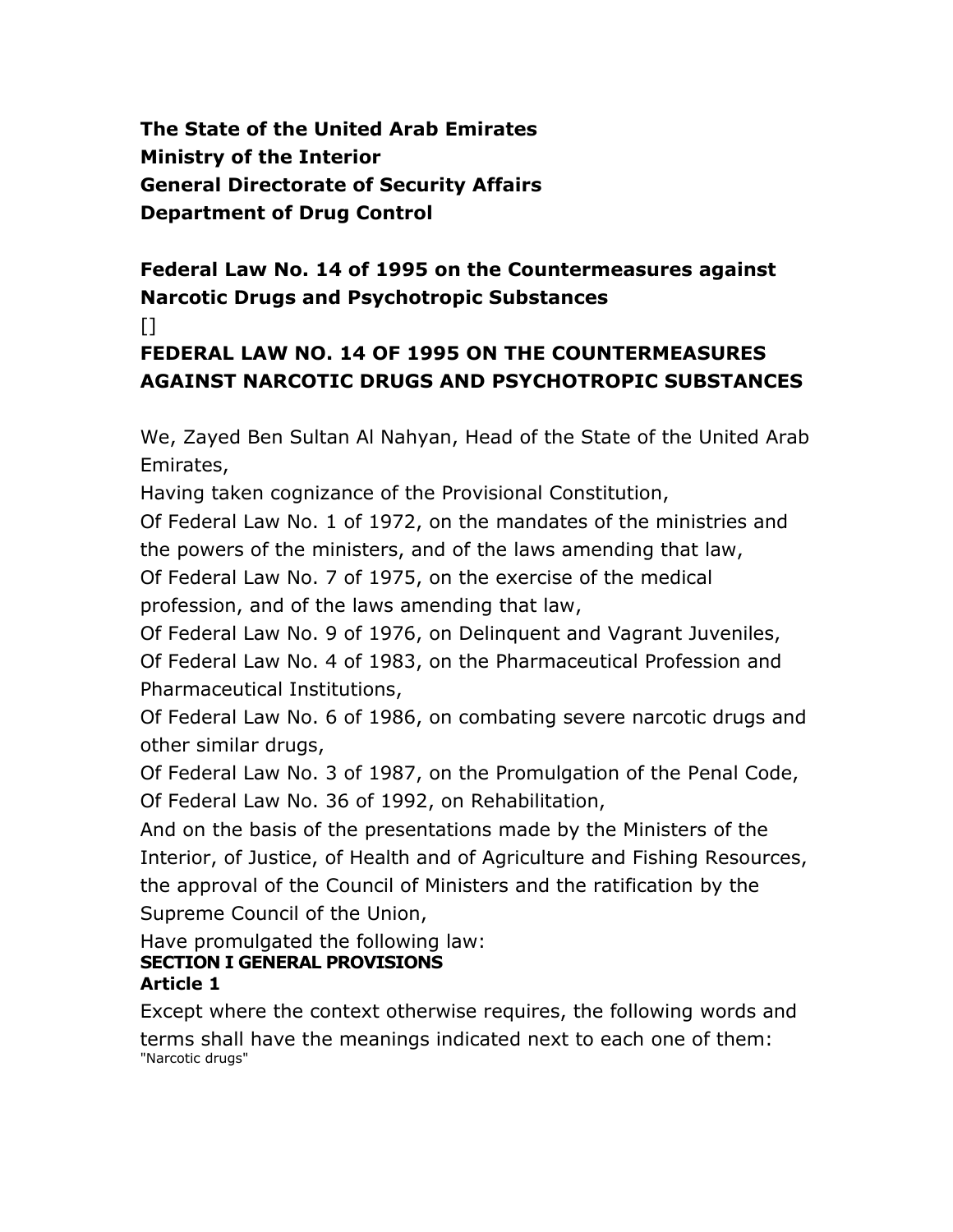**The State of the United Arab Emirates**
**Ministry of the Interior**
**General Directorate of Security Affairs**
**Department of Drug Control**

## Federal Law No. 14 of 1995 on the Countermeasures against Narcotic Drugs and Psychotropic Substances

[]

## FEDERAL LAW NO. 14 OF 1995 ON THE COUNTERMEASURES AGAINST NARCOTIC DRUGS AND PSYCHOTROPIC SUBSTANCES

We, Zayed Ben Sultan Al Nahyan, Head of the State of the United Arab Emirates,

Having taken cognizance of the Provisional Constitution,

Of Federal Law No. 1 of 1972, on the mandates of the ministries and the powers of the ministers, and of the laws amending that law,

Of Federal Law No. 7 of 1975, on the exercise of the medical profession, and of the laws amending that law,

Of Federal Law No. 9 of 1976, on Delinquent and Vagrant Juveniles,

Of Federal Law No. 4 of 1983, on the Pharmaceutical Profession and Pharmaceutical Institutions,

Of Federal Law No. 6 of 1986, on combating severe narcotic drugs and other similar drugs,

Of Federal Law No. 3 of 1987, on the Promulgation of the Penal Code,

Of Federal Law No. 36 of 1992, on Rehabilitation,

And on the basis of the presentations made by the Ministers of the Interior, of Justice, of Health and of Agriculture and Fishing Resources, the approval of the Council of Ministers and the ratification by the Supreme Council of the Union,

Have promulgated the following law:

### SECTION I GENERAL PROVISIONS

### Article 1

Except where the context otherwise requires, the following words and terms shall have the meanings indicated next to each one of them:

"Narcotic drugs"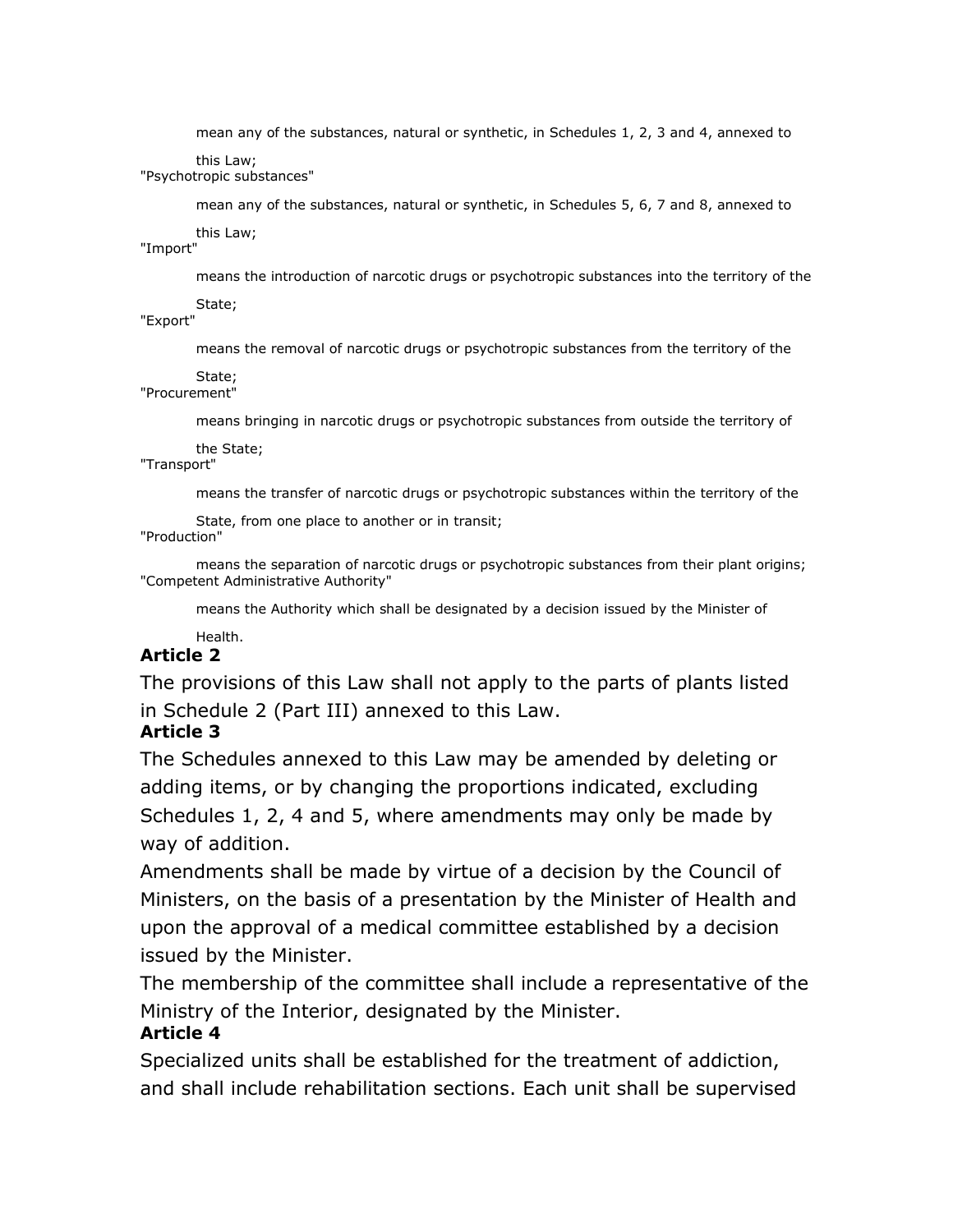mean any of the substances, natural or synthetic, in Schedules 1, 2, 3 and 4, annexed to this Law;

"Psychotropic substances"

mean any of the substances, natural or synthetic, in Schedules 5, 6, 7 and 8, annexed to this Law;

"Import"

means the introduction of narcotic drugs or psychotropic substances into the territory of the State;

"Export"

means the removal of narcotic drugs or psychotropic substances from the territory of the State;

"Procurement"

means bringing in narcotic drugs or psychotropic substances from outside the territory of the State;

"Transport"

means the transfer of narcotic drugs or psychotropic substances within the territory of the State, from one place to another or in transit;

"Production"

means the separation of narcotic drugs or psychotropic substances from their plant origins;

"Competent Administrative Authority"

means the Authority which shall be designated by a decision issued by the Minister of Health.

**Article 2**

The provisions of this Law shall not apply to the parts of plants listed in Schedule 2 (Part III) annexed to this Law.

**Article 3**

The Schedules annexed to this Law may be amended by deleting or adding items, or by changing the proportions indicated, excluding Schedules 1, 2, 4 and 5, where amendments may only be made by way of addition.

Amendments shall be made by virtue of a decision by the Council of Ministers, on the basis of a presentation by the Minister of Health and upon the approval of a medical committee established by a decision issued by the Minister.

The membership of the committee shall include a representative of the Ministry of the Interior, designated by the Minister.

**Article 4**

Specialized units shall be established for the treatment of addiction, and shall include rehabilitation sections. Each unit shall be supervised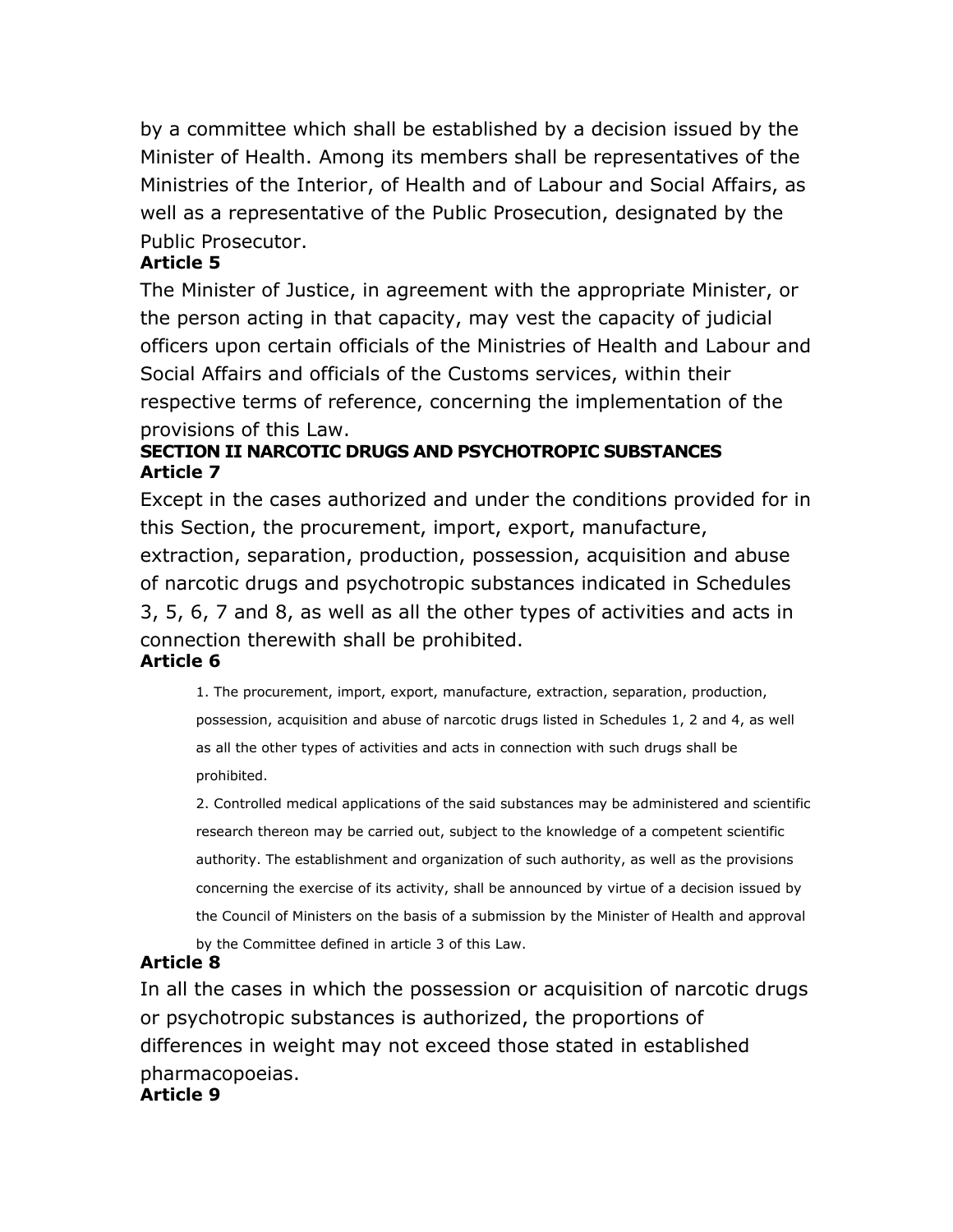by a committee which shall be established by a decision issued by the Minister of Health. Among its members shall be representatives of the Ministries of the Interior, of Health and of Labour and Social Affairs, as well as a representative of the Public Prosecution, designated by the Public Prosecutor.

**Article 5**

The Minister of Justice, in agreement with the appropriate Minister, or the person acting in that capacity, may vest the capacity of judicial officers upon certain officials of the Ministries of Health and Labour and Social Affairs and officials of the Customs services, within their respective terms of reference, concerning the implementation of the provisions of this Law.

**SECTION II NARCOTIC DRUGS AND PSYCHOTROPIC SUBSTANCES**

**Article 7**

Except in the cases authorized and under the conditions provided for in this Section, the procurement, import, export, manufacture, extraction, separation, production, possession, acquisition and abuse of narcotic drugs and psychotropic substances indicated in Schedules 3, 5, 6, 7 and 8, as well as all the other types of activities and acts in connection therewith shall be prohibited.

**Article 6**

> 1. The procurement, import, export, manufacture, extraction, separation, production, possession, acquisition and abuse of narcotic drugs listed in Schedules 1, 2 and 4, as well as all the other types of activities and acts in connection with such drugs shall be prohibited.
>
> 2. Controlled medical applications of the said substances may be administered and scientific research thereon may be carried out, subject to the knowledge of a competent scientific authority. The establishment and organization of such authority, as well as the provisions concerning the exercise of its activity, shall be announced by virtue of a decision issued by the Council of Ministers on the basis of a submission by the Minister of Health and approval by the Committee defined in article 3 of this Law.

**Article 8**

In all the cases in which the possession or acquisition of narcotic drugs or psychotropic substances is authorized, the proportions of differences in weight may not exceed those stated in established pharmacopoeias.

**Article 9**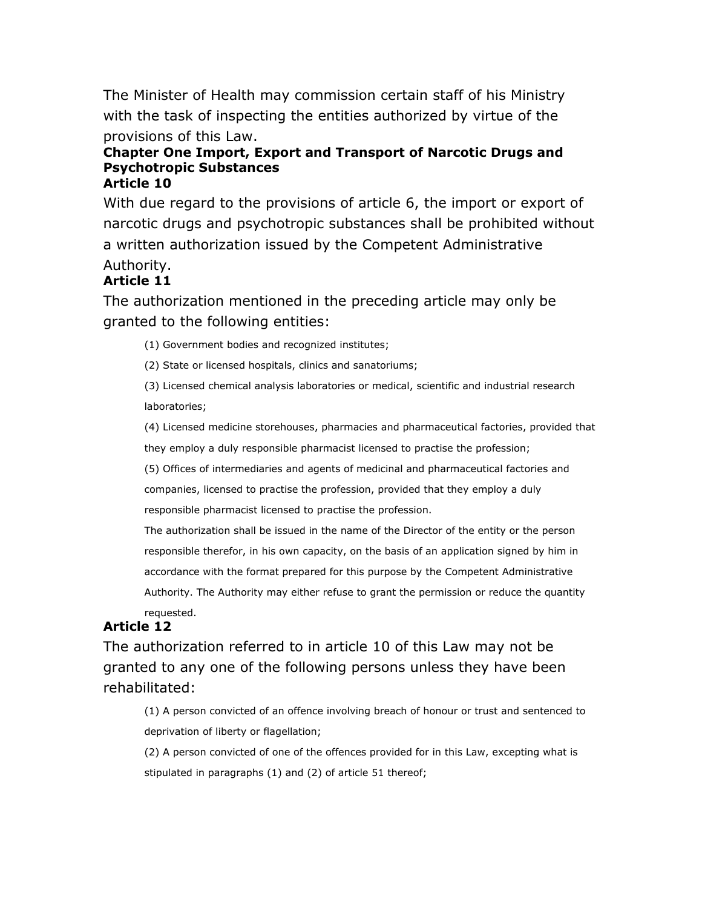The Minister of Health may commission certain staff of his Ministry with the task of inspecting the entities authorized by virtue of the provisions of this Law.

**Chapter One Import, Export and Transport of Narcotic Drugs and Psychotropic Substances**

**Article 10**

With due regard to the provisions of article 6, the import or export of narcotic drugs and psychotropic substances shall be prohibited without a written authorization issued by the Competent Administrative Authority.

**Article 11**

The authorization mentioned in the preceding article may only be granted to the following entities:

(1) Government bodies and recognized institutes;

(2) State or licensed hospitals, clinics and sanatoriums;

(3) Licensed chemical analysis laboratories or medical, scientific and industrial research laboratories;

(4) Licensed medicine storehouses, pharmacies and pharmaceutical factories, provided that they employ a duly responsible pharmacist licensed to practise the profession;

(5) Offices of intermediaries and agents of medicinal and pharmaceutical factories and companies, licensed to practise the profession, provided that they employ a duly responsible pharmacist licensed to practise the profession.

The authorization shall be issued in the name of the Director of the entity or the person responsible therefor, in his own capacity, on the basis of an application signed by him in accordance with the format prepared for this purpose by the Competent Administrative Authority. The Authority may either refuse to grant the permission or reduce the quantity requested.

**Article 12**

The authorization referred to in article 10 of this Law may not be granted to any one of the following persons unless they have been rehabilitated:

(1) A person convicted of an offence involving breach of honour or trust and sentenced to deprivation of liberty or flagellation;

(2) A person convicted of one of the offences provided for in this Law, excepting what is stipulated in paragraphs (1) and (2) of article 51 thereof;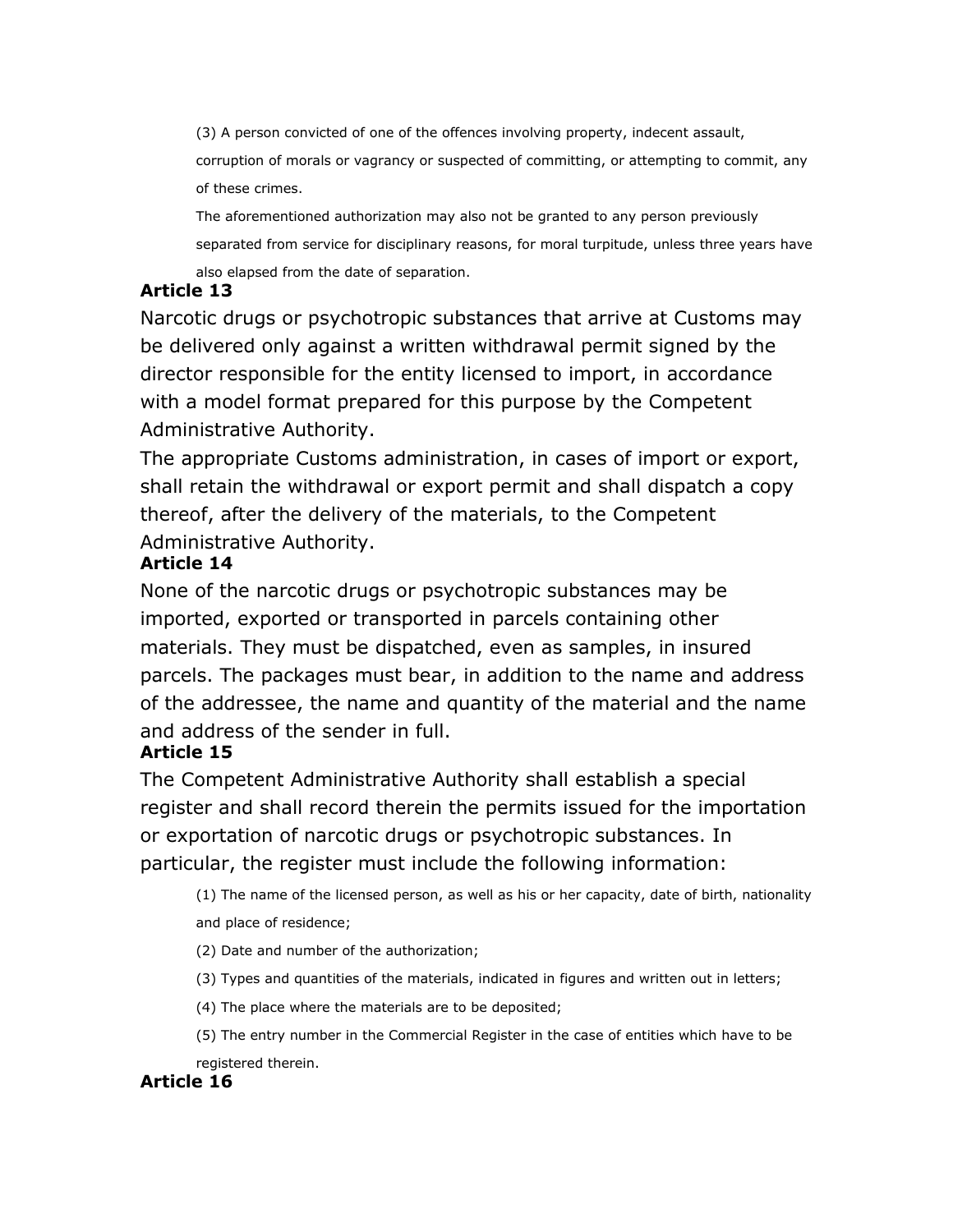(3) A person convicted of one of the offences involving property, indecent assault, corruption of morals or vagrancy or suspected of committing, or attempting to commit, any of these crimes.

The aforementioned authorization may also not be granted to any person previously separated from service for disciplinary reasons, for moral turpitude, unless three years have also elapsed from the date of separation.

**Article 13**

Narcotic drugs or psychotropic substances that arrive at Customs may be delivered only against a written withdrawal permit signed by the director responsible for the entity licensed to import, in accordance with a model format prepared for this purpose by the Competent Administrative Authority.

The appropriate Customs administration, in cases of import or export, shall retain the withdrawal or export permit and shall dispatch a copy thereof, after the delivery of the materials, to the Competent Administrative Authority.

**Article 14**

None of the narcotic drugs or psychotropic substances may be imported, exported or transported in parcels containing other materials. They must be dispatched, even as samples, in insured parcels. The packages must bear, in addition to the name and address of the addressee, the name and quantity of the material and the name and address of the sender in full.

**Article 15**

The Competent Administrative Authority shall establish a special register and shall record therein the permits issued for the importation or exportation of narcotic drugs or psychotropic substances. In particular, the register must include the following information:

(1) The name of the licensed person, as well as his or her capacity, date of birth, nationality and place of residence;

(2) Date and number of the authorization;

(3) Types and quantities of the materials, indicated in figures and written out in letters;

(4) The place where the materials are to be deposited;

(5) The entry number in the Commercial Register in the case of entities which have to be registered therein.

**Article 16**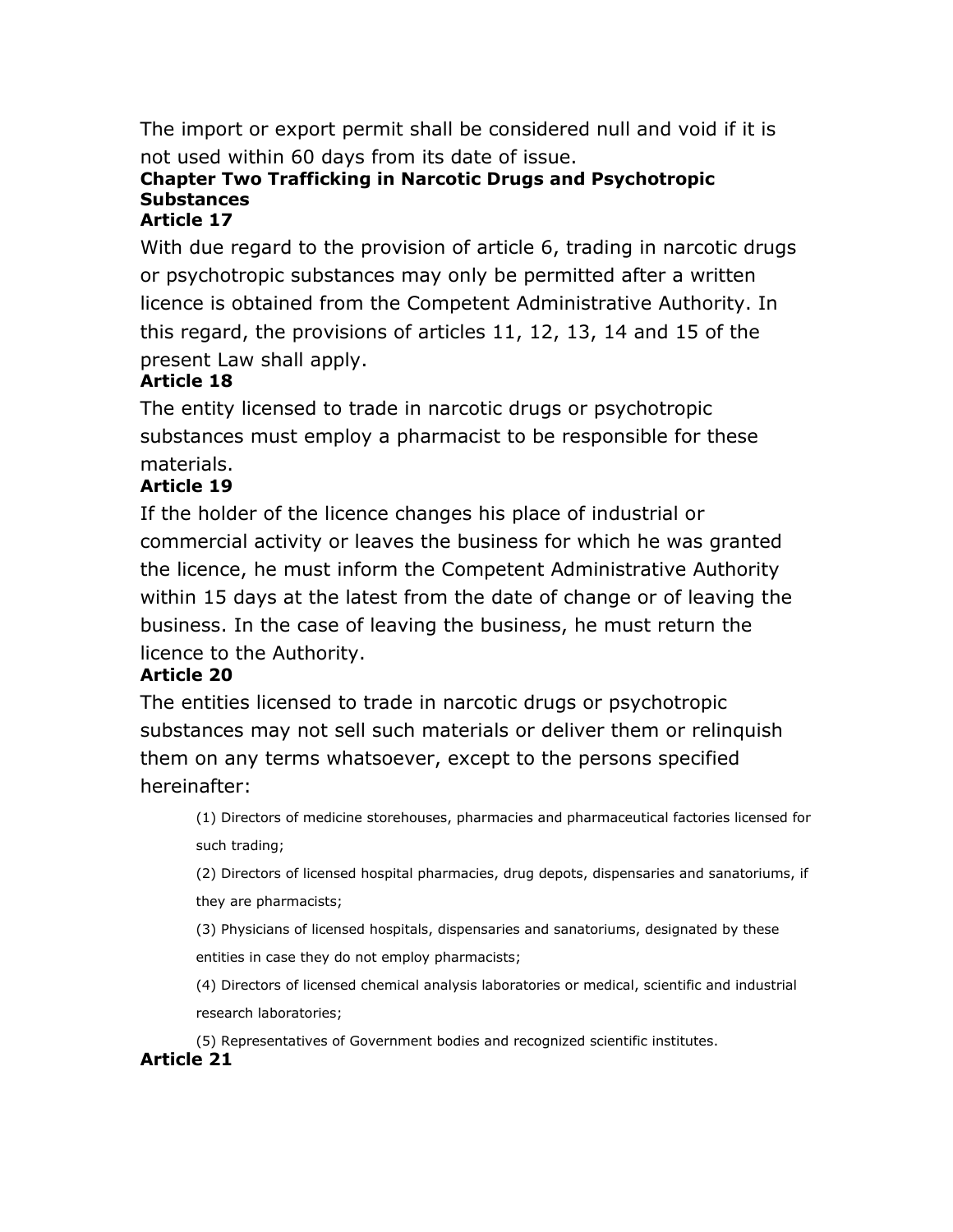The import or export permit shall be considered null and void if it is not used within 60 days from its date of issue.

## Chapter Two Trafficking in Narcotic Drugs and Psychotropic Substances

### Article 17

With due regard to the provision of article 6, trading in narcotic drugs or psychotropic substances may only be permitted after a written licence is obtained from the Competent Administrative Authority. In this regard, the provisions of articles 11, 12, 13, 14 and 15 of the present Law shall apply.

### Article 18

The entity licensed to trade in narcotic drugs or psychotropic substances must employ a pharmacist to be responsible for these materials.

### Article 19

If the holder of the licence changes his place of industrial or commercial activity or leaves the business for which he was granted the licence, he must inform the Competent Administrative Authority within 15 days at the latest from the date of change or of leaving the business. In the case of leaving the business, he must return the licence to the Authority.

### Article 20

The entities licensed to trade in narcotic drugs or psychotropic substances may not sell such materials or deliver them or relinquish them on any terms whatsoever, except to the persons specified hereinafter:

(1) Directors of medicine storehouses, pharmacies and pharmaceutical factories licensed for such trading;

(2) Directors of licensed hospital pharmacies, drug depots, dispensaries and sanatoriums, if they are pharmacists;

(3) Physicians of licensed hospitals, dispensaries and sanatoriums, designated by these entities in case they do not employ pharmacists;

(4) Directors of licensed chemical analysis laboratories or medical, scientific and industrial research laboratories;

(5) Representatives of Government bodies and recognized scientific institutes.

### Article 21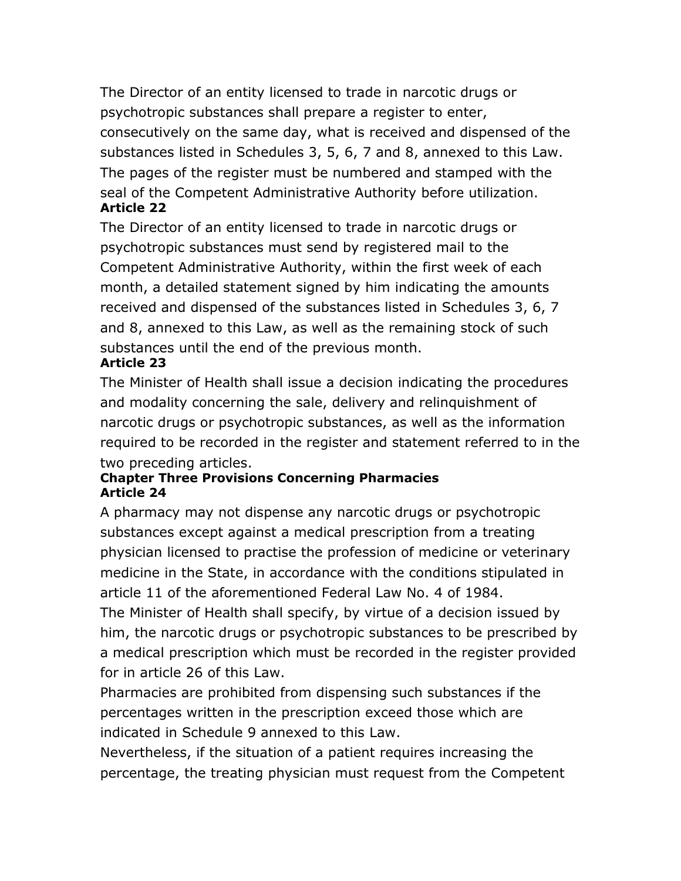The Director of an entity licensed to trade in narcotic drugs or psychotropic substances shall prepare a register to enter, consecutively on the same day, what is received and dispensed of the substances listed in Schedules 3, 5, 6, 7 and 8, annexed to this Law. The pages of the register must be numbered and stamped with the seal of the Competent Administrative Authority before utilization.

**Article 22**

The Director of an entity licensed to trade in narcotic drugs or psychotropic substances must send by registered mail to the Competent Administrative Authority, within the first week of each month, a detailed statement signed by him indicating the amounts received and dispensed of the substances listed in Schedules 3, 6, 7 and 8, annexed to this Law, as well as the remaining stock of such substances until the end of the previous month.

**Article 23**

The Minister of Health shall issue a decision indicating the procedures and modality concerning the sale, delivery and relinquishment of narcotic drugs or psychotropic substances, as well as the information required to be recorded in the register and statement referred to in the two preceding articles.

**Chapter Three Provisions Concerning Pharmacies**

**Article 24**

A pharmacy may not dispense any narcotic drugs or psychotropic substances except against a medical prescription from a treating physician licensed to practise the profession of medicine or veterinary medicine in the State, in accordance with the conditions stipulated in article 11 of the aforementioned Federal Law No. 4 of 1984.

The Minister of Health shall specify, by virtue of a decision issued by him, the narcotic drugs or psychotropic substances to be prescribed by a medical prescription which must be recorded in the register provided for in article 26 of this Law.

Pharmacies are prohibited from dispensing such substances if the percentages written in the prescription exceed those which are indicated in Schedule 9 annexed to this Law.

Nevertheless, if the situation of a patient requires increasing the percentage, the treating physician must request from the Competent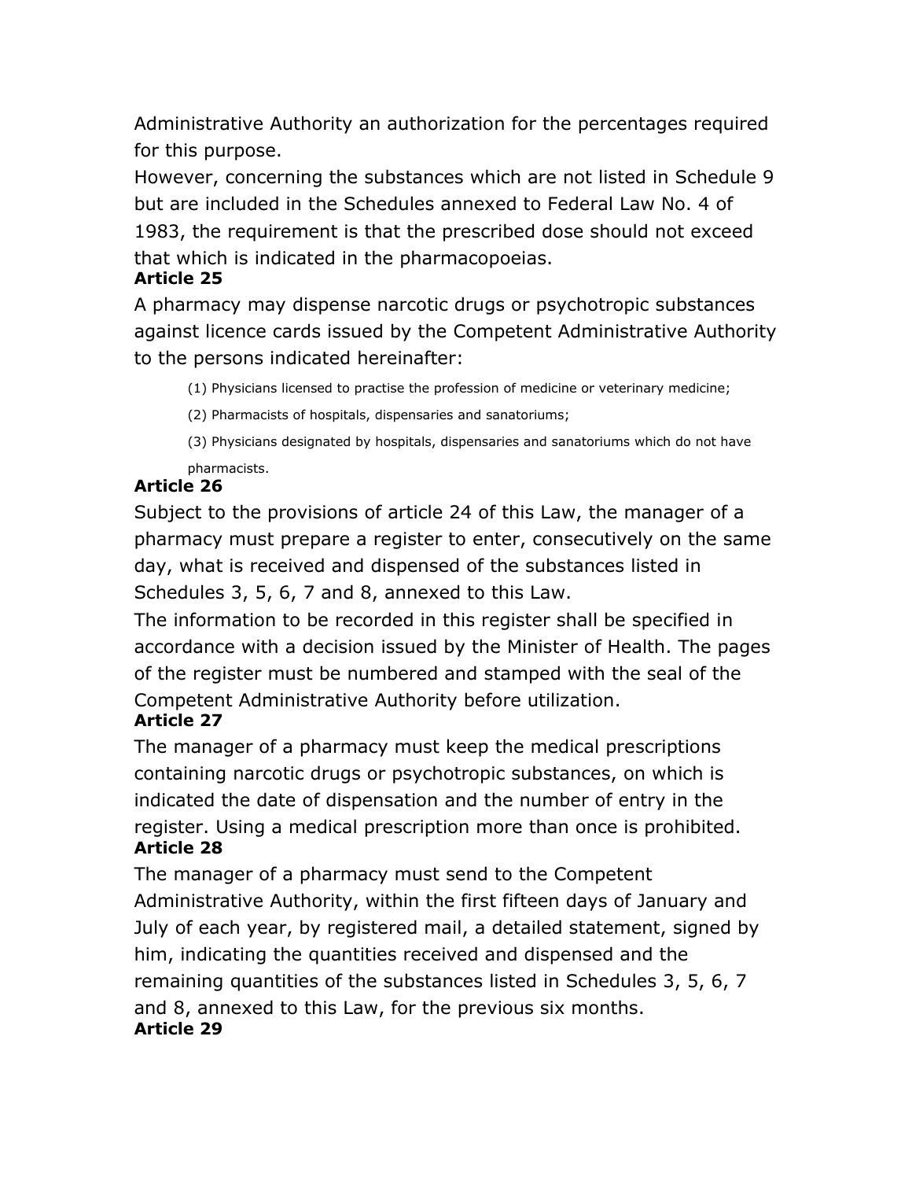Administrative Authority an authorization for the percentages required for this purpose.

However, concerning the substances which are not listed in Schedule 9 but are included in the Schedules annexed to Federal Law No. 4 of 1983, the requirement is that the prescribed dose should not exceed that which is indicated in the pharmacopoeias.

**Article 25**

A pharmacy may dispense narcotic drugs or psychotropic substances against licence cards issued by the Competent Administrative Authority to the persons indicated hereinafter:

(1) Physicians licensed to practise the profession of medicine or veterinary medicine;

(2) Pharmacists of hospitals, dispensaries and sanatoriums;

(3) Physicians designated by hospitals, dispensaries and sanatoriums which do not have pharmacists.

**Article 26**

Subject to the provisions of article 24 of this Law, the manager of a pharmacy must prepare a register to enter, consecutively on the same day, what is received and dispensed of the substances listed in Schedules 3, 5, 6, 7 and 8, annexed to this Law.

The information to be recorded in this register shall be specified in accordance with a decision issued by the Minister of Health. The pages of the register must be numbered and stamped with the seal of the Competent Administrative Authority before utilization.

**Article 27**

The manager of a pharmacy must keep the medical prescriptions containing narcotic drugs or psychotropic substances, on which is indicated the date of dispensation and the number of entry in the register. Using a medical prescription more than once is prohibited.

**Article 28**

The manager of a pharmacy must send to the Competent Administrative Authority, within the first fifteen days of January and July of each year, by registered mail, a detailed statement, signed by him, indicating the quantities received and dispensed and the remaining quantities of the substances listed in Schedules 3, 5, 6, 7 and 8, annexed to this Law, for the previous six months.

**Article 29**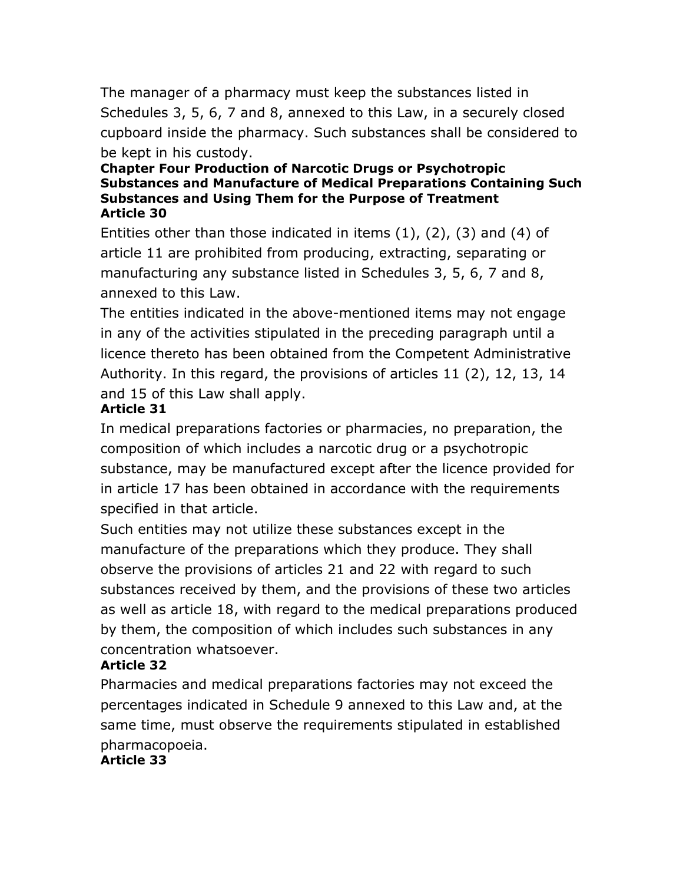The manager of a pharmacy must keep the substances listed in Schedules 3, 5, 6, 7 and 8, annexed to this Law, in a securely closed cupboard inside the pharmacy. Such substances shall be considered to be kept in his custody.

## Chapter Four Production of Narcotic Drugs or Psychotropic Substances and Manufacture of Medical Preparations Containing Such Substances and Using Them for the Purpose of Treatment

### Article 30

Entities other than those indicated in items (1), (2), (3) and (4) of article 11 are prohibited from producing, extracting, separating or manufacturing any substance listed in Schedules 3, 5, 6, 7 and 8, annexed to this Law.

The entities indicated in the above-mentioned items may not engage in any of the activities stipulated in the preceding paragraph until a licence thereto has been obtained from the Competent Administrative Authority. In this regard, the provisions of articles 11 (2), 12, 13, 14 and 15 of this Law shall apply.

### Article 31

In medical preparations factories or pharmacies, no preparation, the composition of which includes a narcotic drug or a psychotropic substance, may be manufactured except after the licence provided for in article 17 has been obtained in accordance with the requirements specified in that article.

Such entities may not utilize these substances except in the manufacture of the preparations which they produce. They shall observe the provisions of articles 21 and 22 with regard to such substances received by them, and the provisions of these two articles as well as article 18, with regard to the medical preparations produced by them, the composition of which includes such substances in any concentration whatsoever.

### Article 32

Pharmacies and medical preparations factories may not exceed the percentages indicated in Schedule 9 annexed to this Law and, at the same time, must observe the requirements stipulated in established pharmacopoeia.

### Article 33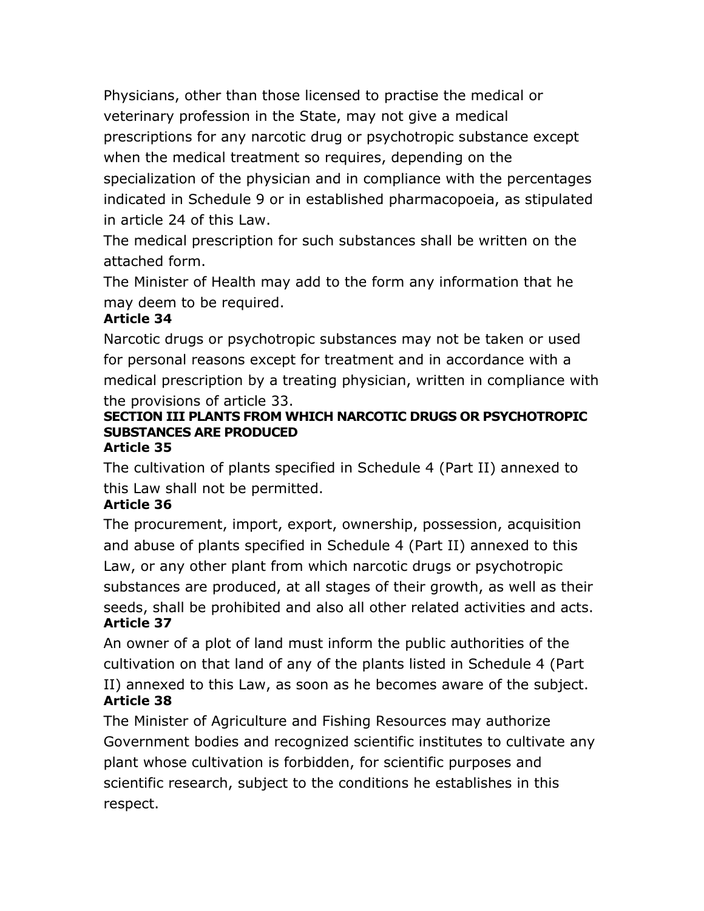Physicians, other than those licensed to practise the medical or veterinary profession in the State, may not give a medical prescriptions for any narcotic drug or psychotropic substance except when the medical treatment so requires, depending on the specialization of the physician and in compliance with the percentages indicated in Schedule 9 or in established pharmacopoeia, as stipulated in article 24 of this Law.

The medical prescription for such substances shall be written on the attached form.

The Minister of Health may add to the form any information that he may deem to be required.

**Article 34**

Narcotic drugs or psychotropic substances may not be taken or used for personal reasons except for treatment and in accordance with a medical prescription by a treating physician, written in compliance with the provisions of article 33.

**SECTION III PLANTS FROM WHICH NARCOTIC DRUGS OR PSYCHOTROPIC SUBSTANCES ARE PRODUCED**

**Article 35**

The cultivation of plants specified in Schedule 4 (Part II) annexed to this Law shall not be permitted.

**Article 36**

The procurement, import, export, ownership, possession, acquisition and abuse of plants specified in Schedule 4 (Part II) annexed to this Law, or any other plant from which narcotic drugs or psychotropic substances are produced, at all stages of their growth, as well as their seeds, shall be prohibited and also all other related activities and acts.

**Article 37**

An owner of a plot of land must inform the public authorities of the cultivation on that land of any of the plants listed in Schedule 4 (Part II) annexed to this Law, as soon as he becomes aware of the subject.

**Article 38**

The Minister of Agriculture and Fishing Resources may authorize Government bodies and recognized scientific institutes to cultivate any plant whose cultivation is forbidden, for scientific purposes and scientific research, subject to the conditions he establishes in this respect.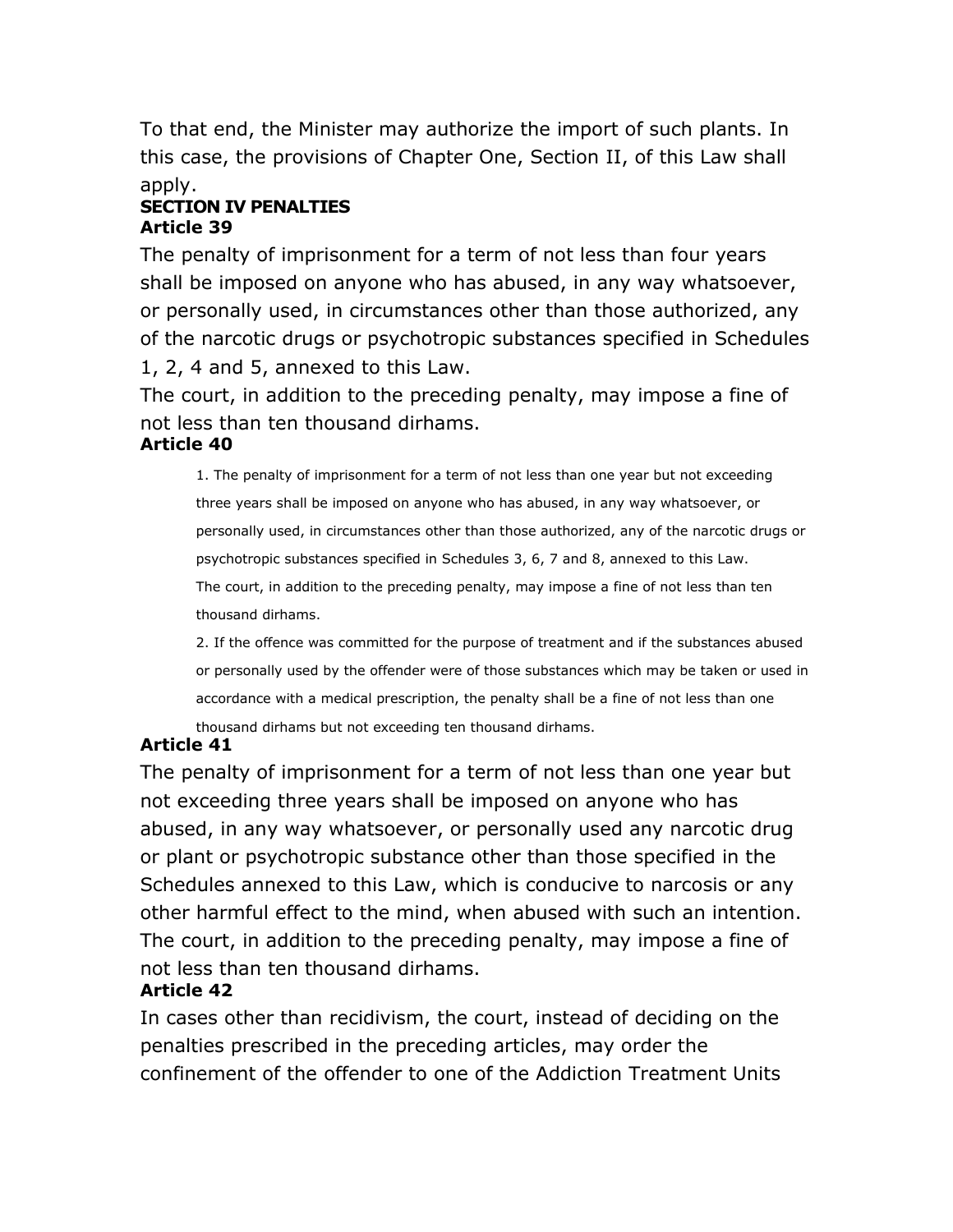To that end, the Minister may authorize the import of such plants. In this case, the provisions of Chapter One, Section II, of this Law shall apply.

## SECTION IV PENALTIES

### Article 39

The penalty of imprisonment for a term of not less than four years shall be imposed on anyone who has abused, in any way whatsoever, or personally used, in circumstances other than those authorized, any of the narcotic drugs or psychotropic substances specified in Schedules 1, 2, 4 and 5, annexed to this Law.

The court, in addition to the preceding penalty, may impose a fine of not less than ten thousand dirhams.

### Article 40

1. The penalty of imprisonment for a term of not less than one year but not exceeding three years shall be imposed on anyone who has abused, in any way whatsoever, or personally used, in circumstances other than those authorized, any of the narcotic drugs or psychotropic substances specified in Schedules 3, 6, 7 and 8, annexed to this Law.
   The court, in addition to the preceding penalty, may impose a fine of not less than ten thousand dirhams.
2. If the offence was committed for the purpose of treatment and if the substances abused or personally used by the offender were of those substances which may be taken or used in accordance with a medical prescription, the penalty shall be a fine of not less than one thousand dirhams but not exceeding ten thousand dirhams.

### Article 41

The penalty of imprisonment for a term of not less than one year but not exceeding three years shall be imposed on anyone who has abused, in any way whatsoever, or personally used any narcotic drug or plant or psychotropic substance other than those specified in the Schedules annexed to this Law, which is conducive to narcosis or any other harmful effect to the mind, when abused with such an intention. The court, in addition to the preceding penalty, may impose a fine of not less than ten thousand dirhams.

### Article 42

In cases other than recidivism, the court, instead of deciding on the penalties prescribed in the preceding articles, may order the confinement of the offender to one of the Addiction Treatment Units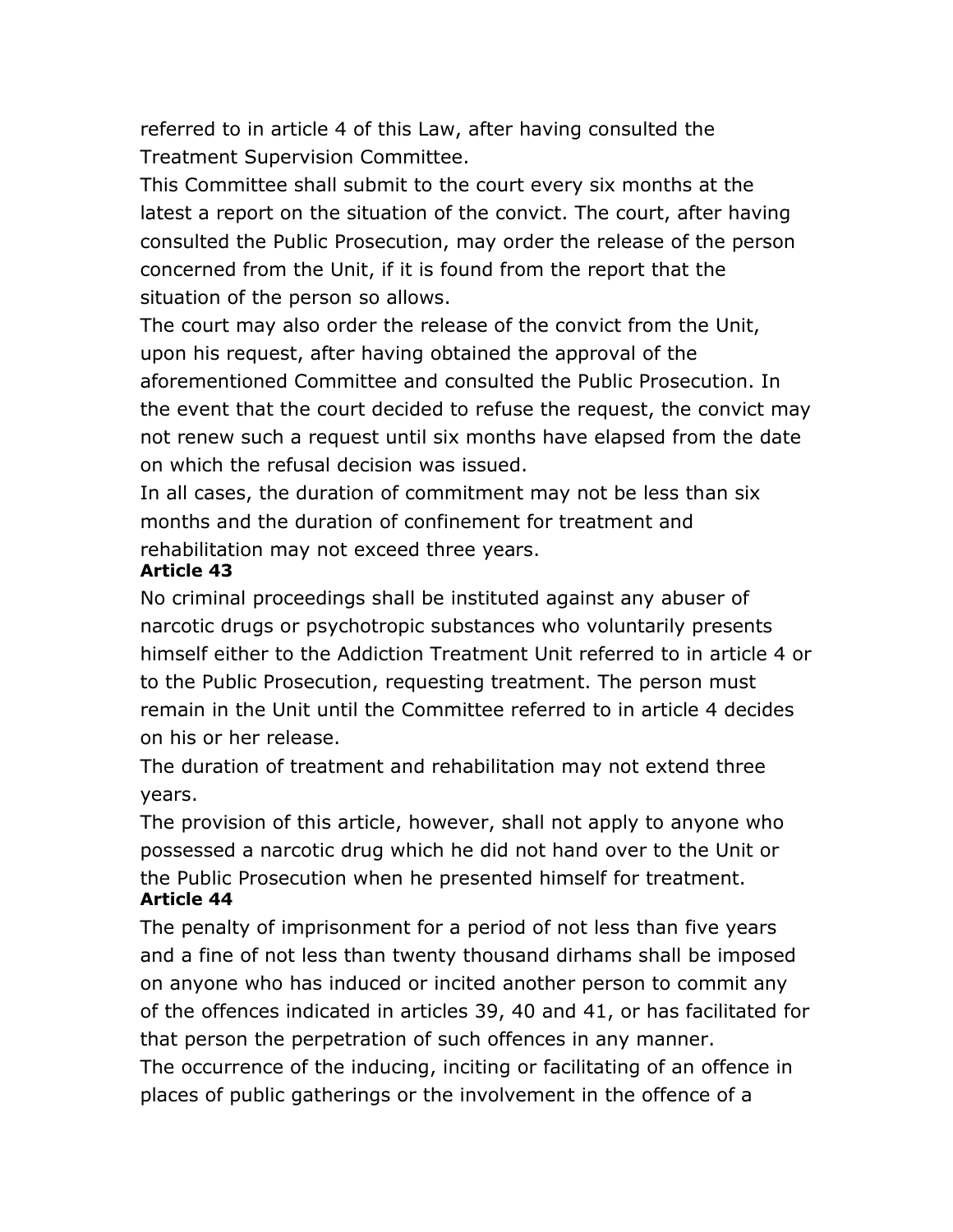referred to in article 4 of this Law, after having consulted the Treatment Supervision Committee.

This Committee shall submit to the court every six months at the latest a report on the situation of the convict. The court, after having consulted the Public Prosecution, may order the release of the person concerned from the Unit, if it is found from the report that the situation of the person so allows.

The court may also order the release of the convict from the Unit, upon his request, after having obtained the approval of the aforementioned Committee and consulted the Public Prosecution. In the event that the court decided to refuse the request, the convict may not renew such a request until six months have elapsed from the date on which the refusal decision was issued.

In all cases, the duration of commitment may not be less than six months and the duration of confinement for treatment and rehabilitation may not exceed three years.

**Article 43**

No criminal proceedings shall be instituted against any abuser of narcotic drugs or psychotropic substances who voluntarily presents himself either to the Addiction Treatment Unit referred to in article 4 or to the Public Prosecution, requesting treatment. The person must remain in the Unit until the Committee referred to in article 4 decides on his or her release.

The duration of treatment and rehabilitation may not extend three years.

The provision of this article, however, shall not apply to anyone who possessed a narcotic drug which he did not hand over to the Unit or the Public Prosecution when he presented himself for treatment.

**Article 44**

The penalty of imprisonment for a period of not less than five years and a fine of not less than twenty thousand dirhams shall be imposed on anyone who has induced or incited another person to commit any of the offences indicated in articles 39, 40 and 41, or has facilitated for that person the perpetration of such offences in any manner.

The occurrence of the inducing, inciting or facilitating of an offence in places of public gatherings or the involvement in the offence of a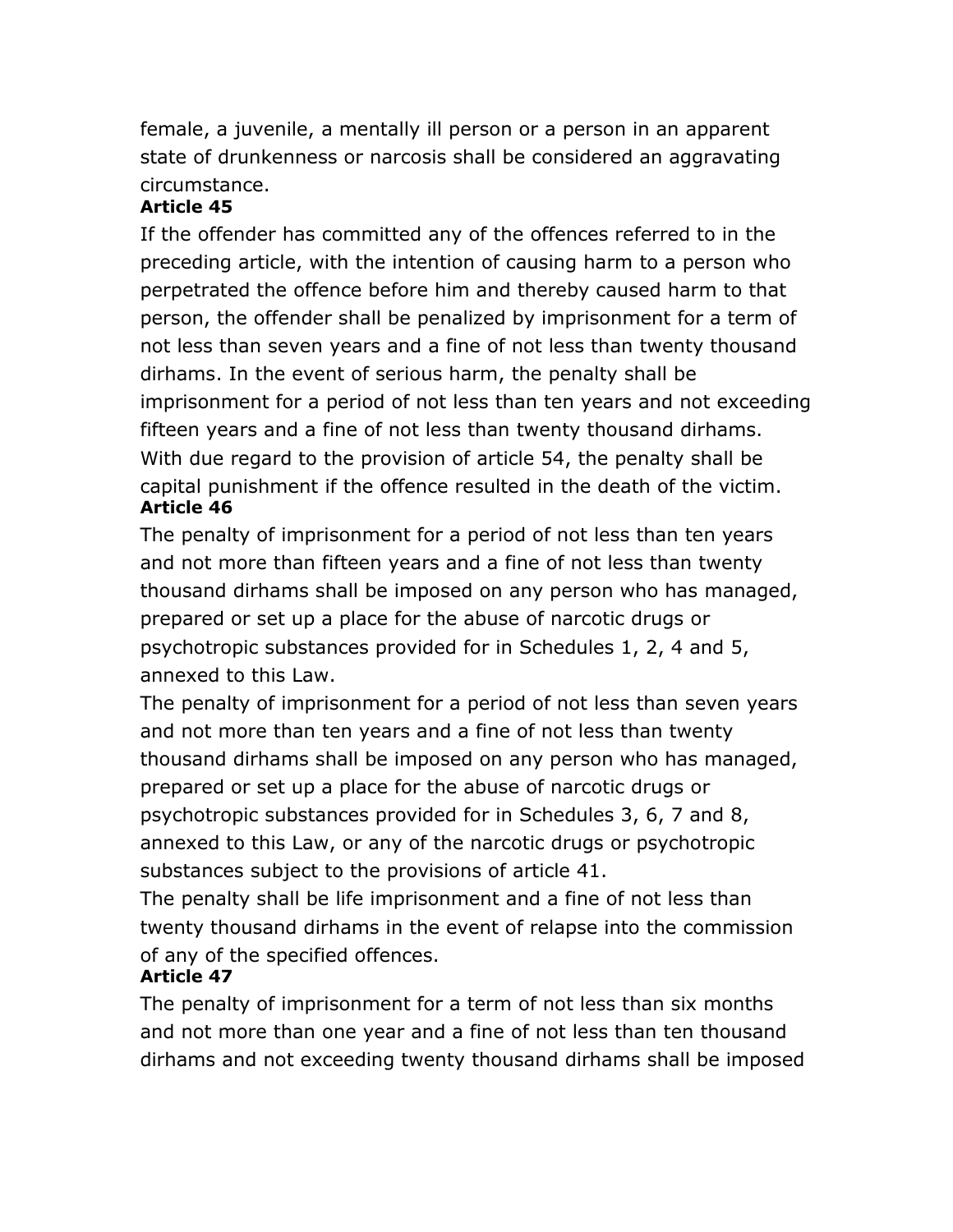female, a juvenile, a mentally ill person or a person in an apparent state of drunkenness or narcosis shall be considered an aggravating circumstance.

**Article 45**

If the offender has committed any of the offences referred to in the preceding article, with the intention of causing harm to a person who perpetrated the offence before him and thereby caused harm to that person, the offender shall be penalized by imprisonment for a term of not less than seven years and a fine of not less than twenty thousand dirhams. In the event of serious harm, the penalty shall be imprisonment for a period of not less than ten years and not exceeding fifteen years and a fine of not less than twenty thousand dirhams. With due regard to the provision of article 54, the penalty shall be capital punishment if the offence resulted in the death of the victim.

**Article 46**

The penalty of imprisonment for a period of not less than ten years and not more than fifteen years and a fine of not less than twenty thousand dirhams shall be imposed on any person who has managed, prepared or set up a place for the abuse of narcotic drugs or psychotropic substances provided for in Schedules 1, 2, 4 and 5, annexed to this Law.

The penalty of imprisonment for a period of not less than seven years and not more than ten years and a fine of not less than twenty thousand dirhams shall be imposed on any person who has managed, prepared or set up a place for the abuse of narcotic drugs or psychotropic substances provided for in Schedules 3, 6, 7 and 8, annexed to this Law, or any of the narcotic drugs or psychotropic substances subject to the provisions of article 41.

The penalty shall be life imprisonment and a fine of not less than twenty thousand dirhams in the event of relapse into the commission of any of the specified offences.

**Article 47**

The penalty of imprisonment for a term of not less than six months and not more than one year and a fine of not less than ten thousand dirhams and not exceeding twenty thousand dirhams shall be imposed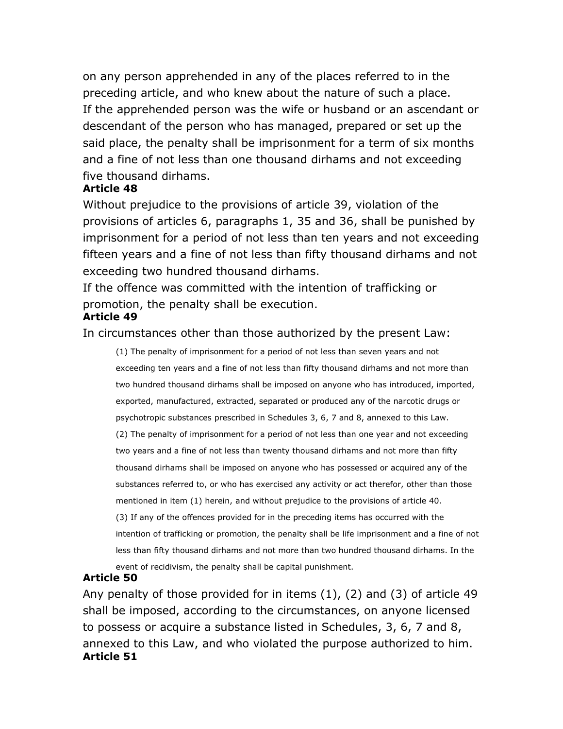on any person apprehended in any of the places referred to in the preceding article, and who knew about the nature of such a place.

If the apprehended person was the wife or husband or an ascendant or descendant of the person who has managed, prepared or set up the said place, the penalty shall be imprisonment for a term of six months and a fine of not less than one thousand dirhams and not exceeding five thousand dirhams.

**Article 48**

Without prejudice to the provisions of article 39, violation of the provisions of articles 6, paragraphs 1, 35 and 36, shall be punished by imprisonment for a period of not less than ten years and not exceeding fifteen years and a fine of not less than fifty thousand dirhams and not exceeding two hundred thousand dirhams.

If the offence was committed with the intention of trafficking or promotion, the penalty shall be execution.

**Article 49**

In circumstances other than those authorized by the present Law:

(1) The penalty of imprisonment for a period of not less than seven years and not exceeding ten years and a fine of not less than fifty thousand dirhams and not more than two hundred thousand dirhams shall be imposed on anyone who has introduced, imported, exported, manufactured, extracted, separated or produced any of the narcotic drugs or psychotropic substances prescribed in Schedules 3, 6, 7 and 8, annexed to this Law.

(2) The penalty of imprisonment for a period of not less than one year and not exceeding two years and a fine of not less than twenty thousand dirhams and not more than fifty thousand dirhams shall be imposed on anyone who has possessed or acquired any of the substances referred to, or who has exercised any activity or act therefor, other than those mentioned in item (1) herein, and without prejudice to the provisions of article 40.

(3) If any of the offences provided for in the preceding items has occurred with the intention of trafficking or promotion, the penalty shall be life imprisonment and a fine of not less than fifty thousand dirhams and not more than two hundred thousand dirhams. In the event of recidivism, the penalty shall be capital punishment.

**Article 50**

Any penalty of those provided for in items (1), (2) and (3) of article 49 shall be imposed, according to the circumstances, on anyone licensed to possess or acquire a substance listed in Schedules, 3, 6, 7 and 8, annexed to this Law, and who violated the purpose authorized to him.

**Article 51**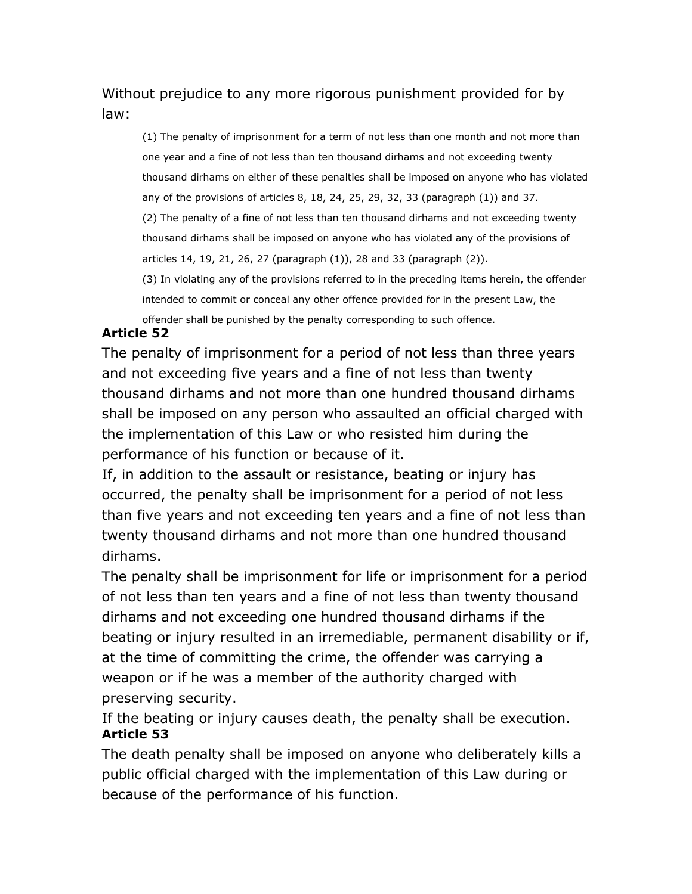Without prejudice to any more rigorous punishment provided for by law:

> (1) The penalty of imprisonment for a term of not less than one month and not more than one year and a fine of not less than ten thousand dirhams and not exceeding twenty thousand dirhams on either of these penalties shall be imposed on anyone who has violated any of the provisions of articles 8, 18, 24, 25, 29, 32, 33 (paragraph (1)) and 37.
>
> (2) The penalty of a fine of not less than ten thousand dirhams and not exceeding twenty thousand dirhams shall be imposed on anyone who has violated any of the provisions of articles 14, 19, 21, 26, 27 (paragraph (1)), 28 and 33 (paragraph (2)).
>
> (3) In violating any of the provisions referred to in the preceding items herein, the offender intended to commit or conceal any other offence provided for in the present Law, the offender shall be punished by the penalty corresponding to such offence.

**Article 52**

The penalty of imprisonment for a period of not less than three years and not exceeding five years and a fine of not less than twenty thousand dirhams and not more than one hundred thousand dirhams shall be imposed on any person who assaulted an official charged with the implementation of this Law or who resisted him during the performance of his function or because of it.

If, in addition to the assault or resistance, beating or injury has occurred, the penalty shall be imprisonment for a period of not less than five years and not exceeding ten years and a fine of not less than twenty thousand dirhams and not more than one hundred thousand dirhams.

The penalty shall be imprisonment for life or imprisonment for a period of not less than ten years and a fine of not less than twenty thousand dirhams and not exceeding one hundred thousand dirhams if the beating or injury resulted in an irremediable, permanent disability or if, at the time of committing the crime, the offender was carrying a weapon or if he was a member of the authority charged with preserving security.

If the beating or injury causes death, the penalty shall be execution.

**Article 53**

The death penalty shall be imposed on anyone who deliberately kills a public official charged with the implementation of this Law during or because of the performance of his function.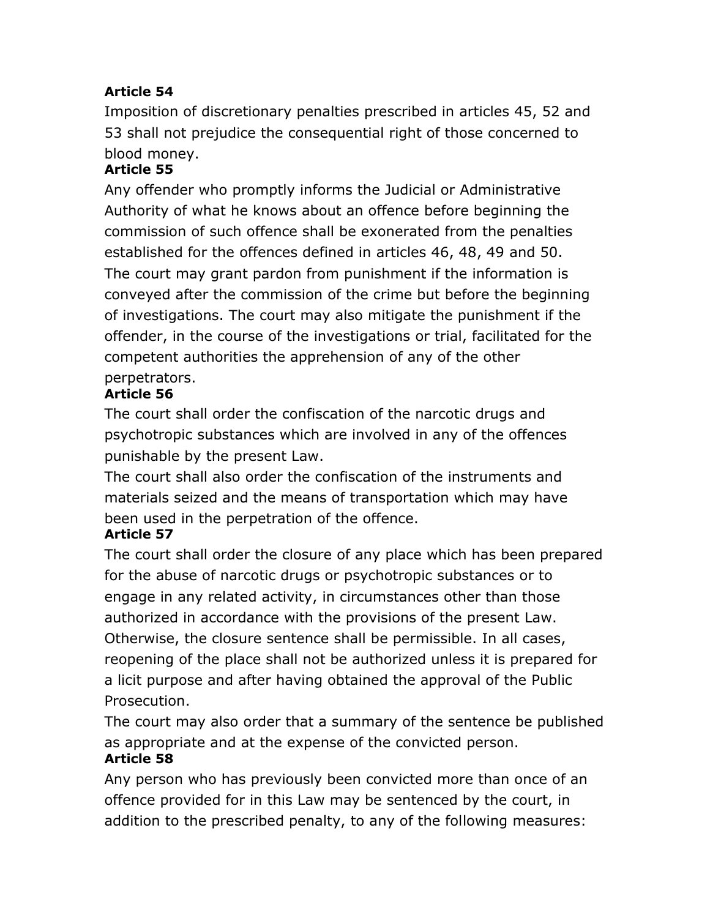**Article 54**

Imposition of discretionary penalties prescribed in articles 45, 52 and 53 shall not prejudice the consequential right of those concerned to blood money.

**Article 55**

Any offender who promptly informs the Judicial or Administrative Authority of what he knows about an offence before beginning the commission of such offence shall be exonerated from the penalties established for the offences defined in articles 46, 48, 49 and 50. The court may grant pardon from punishment if the information is conveyed after the commission of the crime but before the beginning of investigations. The court may also mitigate the punishment if the offender, in the course of the investigations or trial, facilitated for the competent authorities the apprehension of any of the other perpetrators.

**Article 56**

The court shall order the confiscation of the narcotic drugs and psychotropic substances which are involved in any of the offences punishable by the present Law.

The court shall also order the confiscation of the instruments and materials seized and the means of transportation which may have been used in the perpetration of the offence.

**Article 57**

The court shall order the closure of any place which has been prepared for the abuse of narcotic drugs or psychotropic substances or to engage in any related activity, in circumstances other than those authorized in accordance with the provisions of the present Law. Otherwise, the closure sentence shall be permissible. In all cases, reopening of the place shall not be authorized unless it is prepared for a licit purpose and after having obtained the approval of the Public Prosecution.

The court may also order that a summary of the sentence be published as appropriate and at the expense of the convicted person.

**Article 58**

Any person who has previously been convicted more than once of an offence provided for in this Law may be sentenced by the court, in addition to the prescribed penalty, to any of the following measures: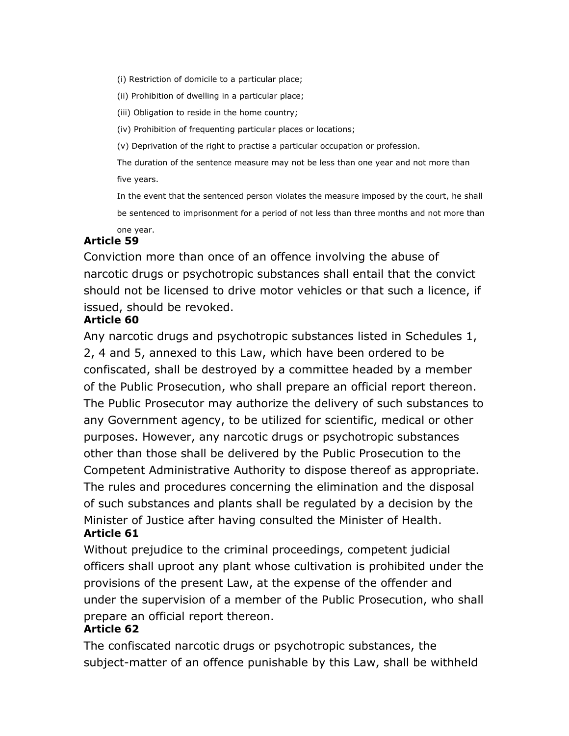(i) Restriction of domicile to a particular place;

(ii) Prohibition of dwelling in a particular place;

(iii) Obligation to reside in the home country;

(iv) Prohibition of frequenting particular places or locations;

(v) Deprivation of the right to practise a particular occupation or profession.

The duration of the sentence measure may not be less than one year and not more than five years.

In the event that the sentenced person violates the measure imposed by the court, he shall be sentenced to imprisonment for a period of not less than three months and not more than one year.

**Article 59**

Conviction more than once of an offence involving the abuse of narcotic drugs or psychotropic substances shall entail that the convict should not be licensed to drive motor vehicles or that such a licence, if issued, should be revoked.

**Article 60**

Any narcotic drugs and psychotropic substances listed in Schedules 1, 2, 4 and 5, annexed to this Law, which have been ordered to be confiscated, shall be destroyed by a committee headed by a member of the Public Prosecution, who shall prepare an official report thereon. The Public Prosecutor may authorize the delivery of such substances to any Government agency, to be utilized for scientific, medical or other purposes. However, any narcotic drugs or psychotropic substances other than those shall be delivered by the Public Prosecution to the Competent Administrative Authority to dispose thereof as appropriate. The rules and procedures concerning the elimination and the disposal of such substances and plants shall be regulated by a decision by the Minister of Justice after having consulted the Minister of Health.

**Article 61**

Without prejudice to the criminal proceedings, competent judicial officers shall uproot any plant whose cultivation is prohibited under the provisions of the present Law, at the expense of the offender and under the supervision of a member of the Public Prosecution, who shall prepare an official report thereon.

**Article 62**

The confiscated narcotic drugs or psychotropic substances, the subject-matter of an offence punishable by this Law, shall be withheld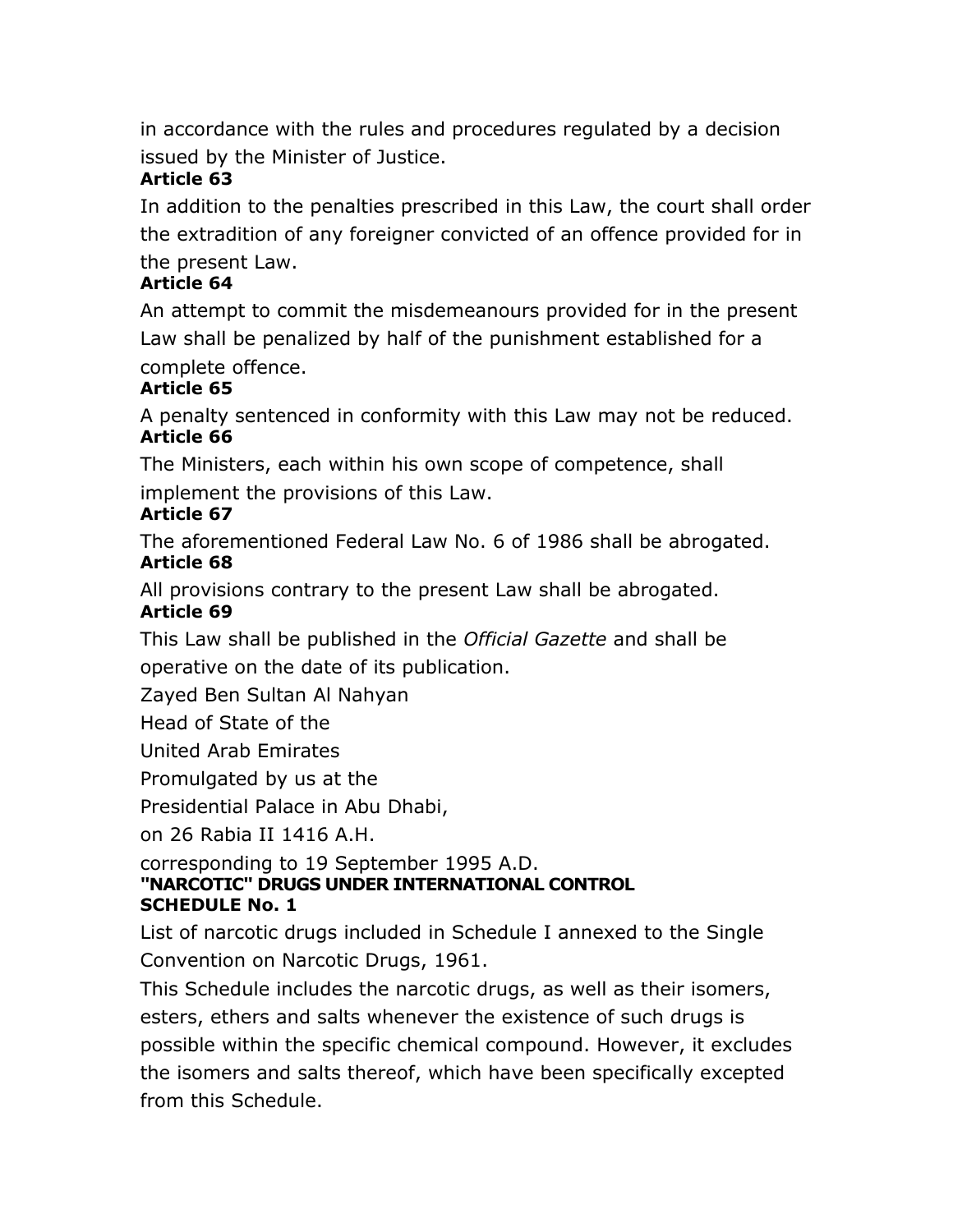in accordance with the rules and procedures regulated by a decision issued by the Minister of Justice.

**Article 63**

In addition to the penalties prescribed in this Law, the court shall order the extradition of any foreigner convicted of an offence provided for in the present Law.

**Article 64**

An attempt to commit the misdemeanours provided for in the present Law shall be penalized by half of the punishment established for a complete offence.

**Article 65**

A penalty sentenced in conformity with this Law may not be reduced.

**Article 66**

The Ministers, each within his own scope of competence, shall implement the provisions of this Law.

**Article 67**

The aforementioned Federal Law No. 6 of 1986 shall be abrogated.

**Article 68**

All provisions contrary to the present Law shall be abrogated.

**Article 69**

This Law shall be published in the *Official Gazette* and shall be operative on the date of its publication.

Zayed Ben Sultan Al Nahyan

Head of State of the

United Arab Emirates

Promulgated by us at the

Presidential Palace in Abu Dhabi,

on 26 Rabia II 1416 A.H.

corresponding to 19 September 1995 A.D.

**"NARCOTIC" DRUGS UNDER INTERNATIONAL CONTROL**
**SCHEDULE No. 1**

List of narcotic drugs included in Schedule I annexed to the Single Convention on Narcotic Drugs, 1961.

This Schedule includes the narcotic drugs, as well as their isomers, esters, ethers and salts whenever the existence of such drugs is possible within the specific chemical compound. However, it excludes the isomers and salts thereof, which have been specifically excepted from this Schedule.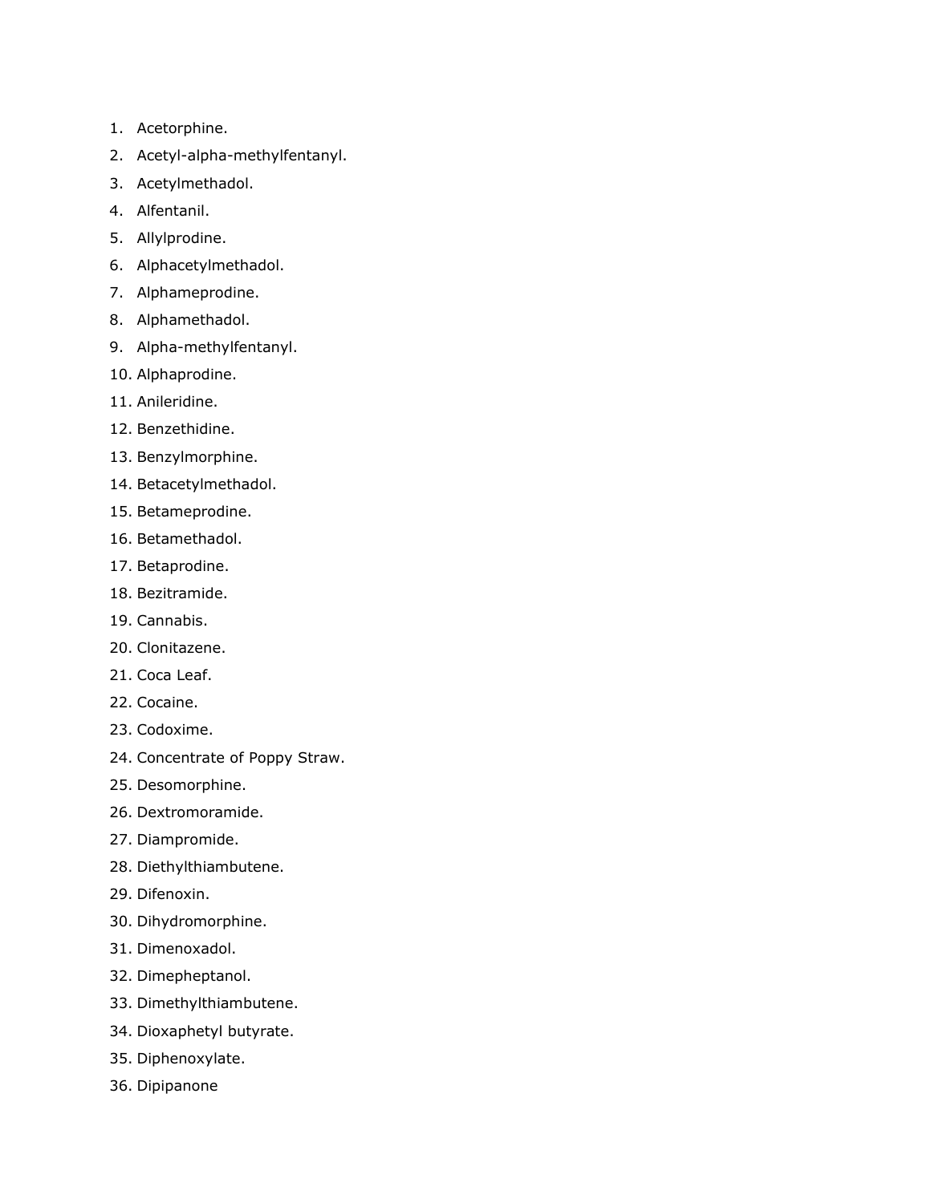1. Acetorphine.
2. Acetyl-alpha-methylfentanyl.
3. Acetylmethadol.
4. Alfentanil.
5. Allylprodine.
6. Alphacetylmethadol.
7. Alphameprodine.
8. Alphamethadol.
9. Alpha-methylfentanyl.
10. Alphaprodine.
11. Anileridine.
12. Benzethidine.
13. Benzylmorphine.
14. Betacetylmethadol.
15. Betameprodine.
16. Betamethadol.
17. Betaprodine.
18. Bezitramide.
19. Cannabis.
20. Clonitazene.
21. Coca Leaf.
22. Cocaine.
23. Codoxime.
24. Concentrate of Poppy Straw.
25. Desomorphine.
26. Dextromoramide.
27. Diampromide.
28. Diethylthiambutene.
29. Difenoxin.
30. Dihydromorphine.
31. Dimenoxadol.
32. Dimepheptanol.
33. Dimethylthiambutene.
34. Dioxaphetyl butyrate.
35. Diphenoxylate.
36. Dipipanone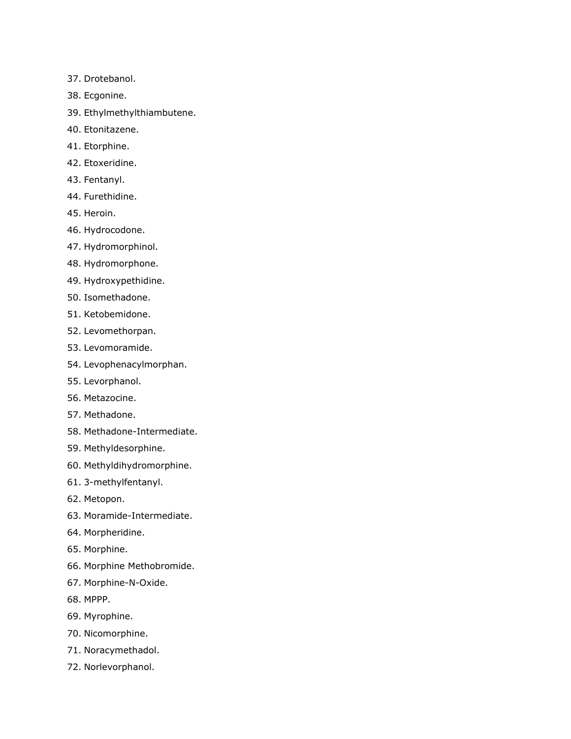37. Drotebanol.
38. Ecgonine.
39. Ethylmethylthiambutene.
40. Etonitazene.
41. Etorphine.
42. Etoxeridine.
43. Fentanyl.
44. Furethidine.
45. Heroin.
46. Hydrocodone.
47. Hydromorphinol.
48. Hydromorphone.
49. Hydroxypethidine.
50. Isomethadone.
51. Ketobemidone.
52. Levomethorpan.
53. Levomoramide.
54. Levophenacylmorphan.
55. Levorphanol.
56. Metazocine.
57. Methadone.
58. Methadone-Intermediate.
59. Methyldesorphine.
60. Methyldihydromorphine.
61. 3-methylfentanyl.
62. Metopon.
63. Moramide-Intermediate.
64. Morpheridine.
65. Morphine.
66. Morphine Methobromide.
67. Morphine-N-Oxide.
68. MPPP.
69. Myrophine.
70. Nicomorphine.
71. Noracymethadol.
72. Norlevorphanol.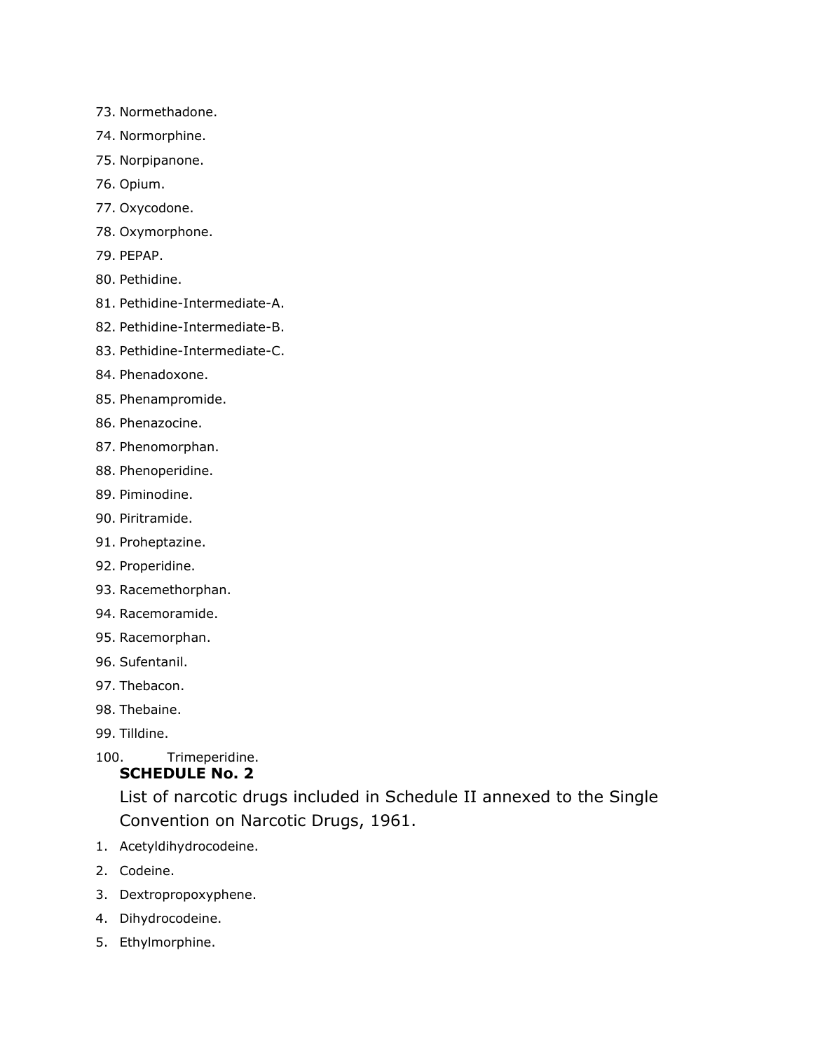73. Normethadone.
74. Normorphine.
75. Norpipanone.
76. Opium.
77. Oxycodone.
78. Oxymorphone.
79. PEPAP.
80. Pethidine.
81. Pethidine-Intermediate-A.
82. Pethidine-Intermediate-B.
83. Pethidine-Intermediate-C.
84. Phenadoxone.
85. Phenampromide.
86. Phenazocine.
87. Phenomorphan.
88. Phenoperidine.
89. Piminodine.
90. Piritramide.
91. Proheptazine.
92. Properidine.
93. Racemethorphan.
94. Racemoramide.
95. Racemorphan.
96. Sufentanil.
97. Thebacon.
98. Thebaine.
99. Tilldine.
100. Trimeperidine.

**SCHEDULE No. 2**

List of narcotic drugs included in Schedule II annexed to the Single Convention on Narcotic Drugs, 1961.

1. Acetyldihydrocodeine.
2. Codeine.
3. Dextropropoxyphene.
4. Dihydrocodeine.
5. Ethylmorphine.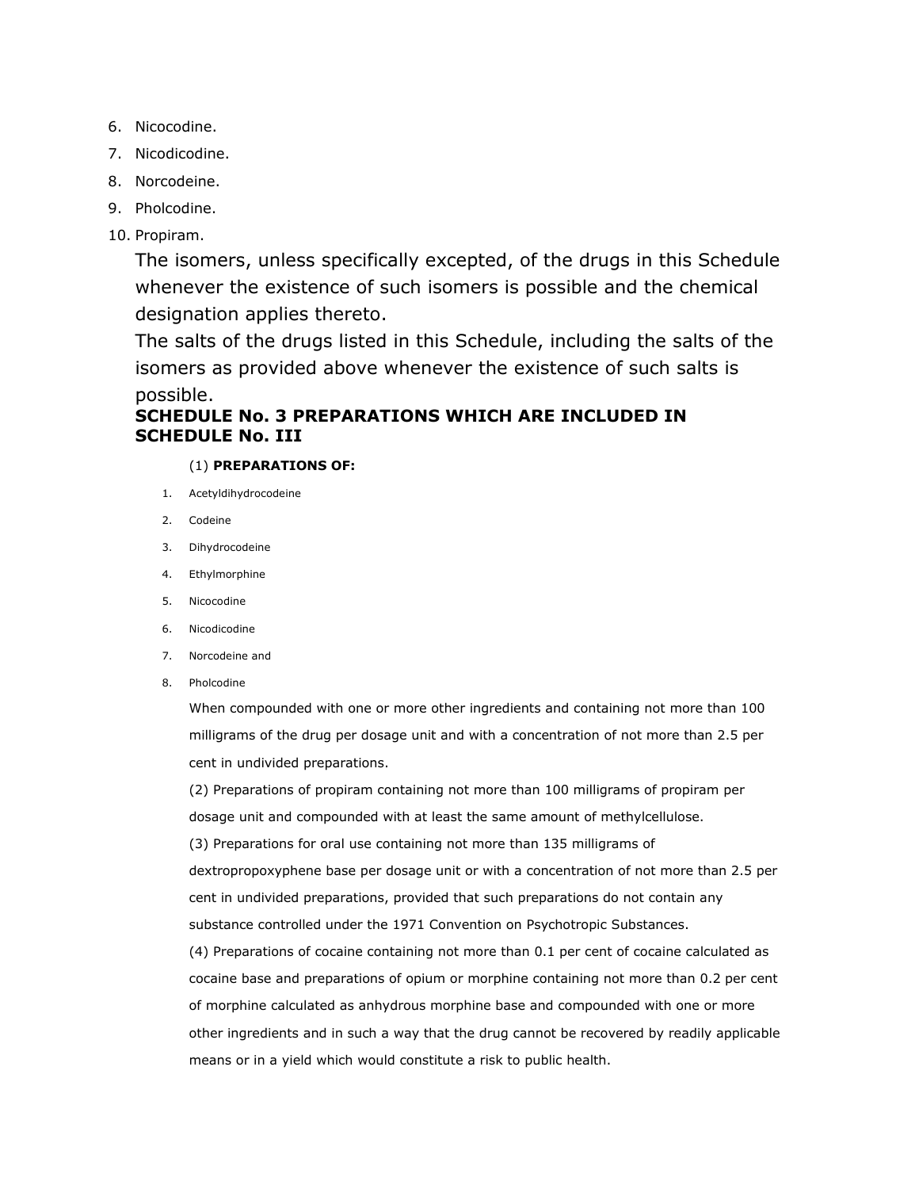6. Nicocodine.
7. Nicodicodine.
8. Norcodeine.
9. Pholcodine.
10. Propiram.

The isomers, unless specifically excepted, of the drugs in this Schedule whenever the existence of such isomers is possible and the chemical designation applies thereto.

The salts of the drugs listed in this Schedule, including the salts of the isomers as provided above whenever the existence of such salts is possible.

**SCHEDULE No. 3 PREPARATIONS WHICH ARE INCLUDED IN SCHEDULE No. III**

(1) **PREPARATIONS OF:**

1. Acetyldihydrocodeine
2. Codeine
3. Dihydrocodeine
4. Ethylmorphine
5. Nicocodine
6. Nicodicodine
7. Norcodeine and
8. Pholcodine

When compounded with one or more other ingredients and containing not more than 100 milligrams of the drug per dosage unit and with a concentration of not more than 2.5 per cent in undivided preparations.

(2) Preparations of propiram containing not more than 100 milligrams of propiram per dosage unit and compounded with at least the same amount of methylcellulose.

(3) Preparations for oral use containing not more than 135 milligrams of dextropropoxyphene base per dosage unit or with a concentration of not more than 2.5 per cent in undivided preparations, provided that such preparations do not contain any substance controlled under the 1971 Convention on Psychotropic Substances.

(4) Preparations of cocaine containing not more than 0.1 per cent of cocaine calculated as cocaine base and preparations of opium or morphine containing not more than 0.2 per cent of morphine calculated as anhydrous morphine base and compounded with one or more other ingredients and in such a way that the drug cannot be recovered by readily applicable means or in a yield which would constitute a risk to public health.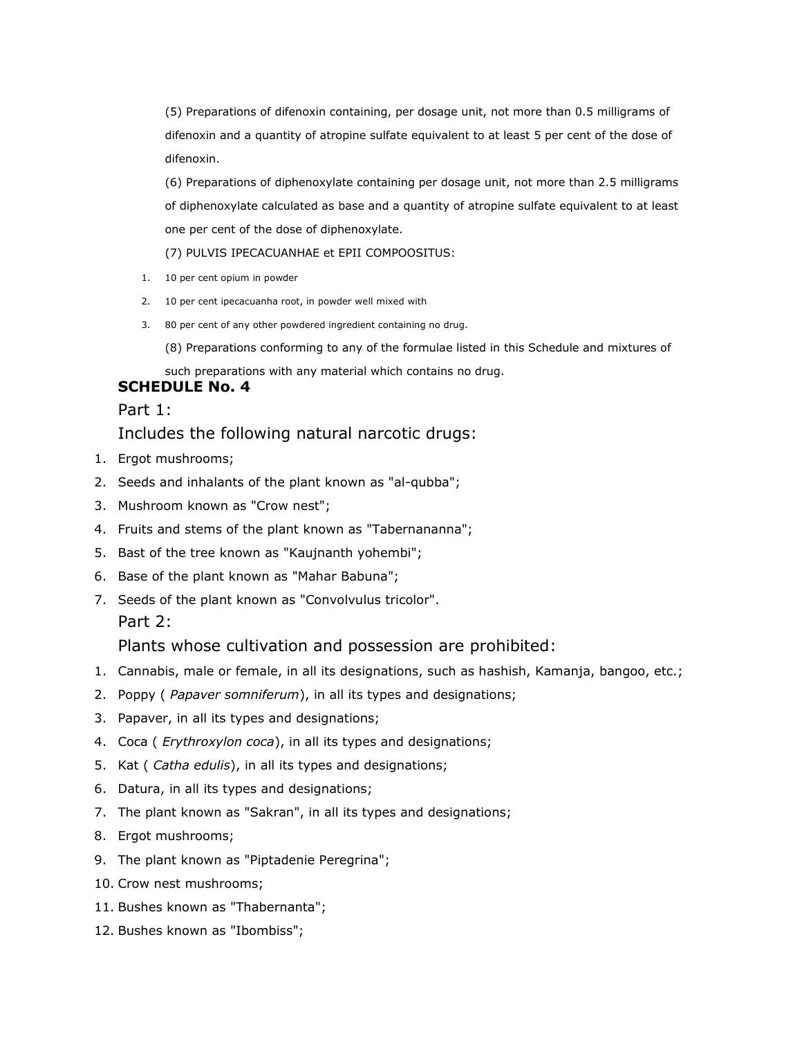(5) Preparations of difenoxin containing, per dosage unit, not more than 0.5 milligrams of difenoxin and a quantity of atropine sulfate equivalent to at least 5 per cent of the dose of difenoxin.

(6) Preparations of diphenoxylate containing per dosage unit, not more than 2.5 milligrams of diphenoxylate calculated as base and a quantity of atropine sulfate equivalent to at least one per cent of the dose of diphenoxylate.

(7) PULVIS IPECACUANHAE et EPII COMPOOSITUS:

1. 10 per cent opium in powder
2. 10 per cent ipecacuanha root, in powder well mixed with
3. 80 per cent of any other powdered ingredient containing no drug.

(8) Preparations conforming to any of the formulae listed in this Schedule and mixtures of such preparations with any material which contains no drug.

**SCHEDULE No. 4**

Part 1:

Includes the following natural narcotic drugs:

1. Ergot mushrooms;
2. Seeds and inhalants of the plant known as "al-qubba";
3. Mushroom known as "Crow nest";
4. Fruits and stems of the plant known as "Tabernananna";
5. Bast of the tree known as "Kaujnanth yohembi";
6. Base of the plant known as "Mahar Babuna";
7. Seeds of the plant known as "Convolvulus tricolor".

Part 2:

Plants whose cultivation and possession are prohibited:

1. Cannabis, male or female, in all its designations, such as hashish, Kamanja, bangoo, etc.;
2. Poppy ( *Papaver somniferum*), in all its types and designations;
3. Papaver, in all its types and designations;
4. Coca ( *Erythroxylon coca*), in all its types and designations;
5. Kat ( *Catha edulis*), in all its types and designations;
6. Datura, in all its types and designations;
7. The plant known as "Sakran", in all its types and designations;
8. Ergot mushrooms;
9. The plant known as "Piptadenie Peregrina";
10. Crow nest mushrooms;
11. Bushes known as "Thabernanta";
12. Bushes known as "Ibombiss";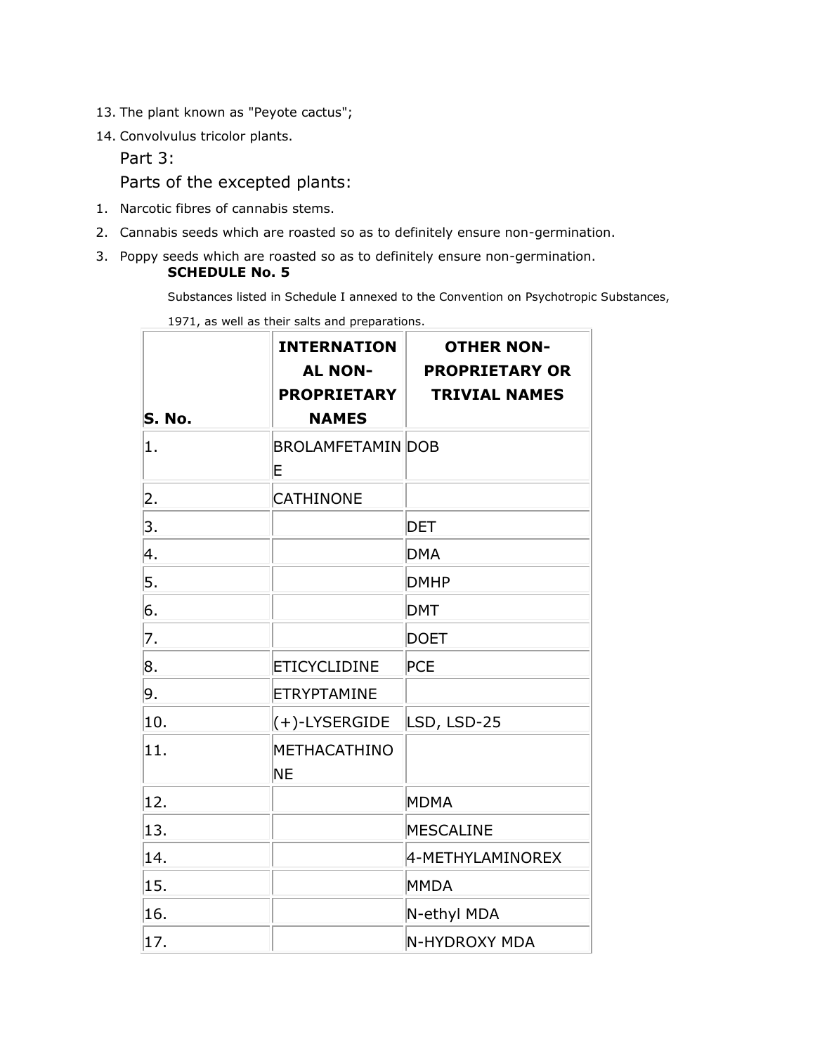13. The plant known as "Peyote cactus";
14. Convolvulus tricolor plants.

Part 3:

Parts of the excepted plants:

1. Narcotic fibres of cannabis stems.
2. Cannabis seeds which are roasted so as to definitely ensure non-germination.
3. Poppy seeds which are roasted so as to definitely ensure non-germination.

**SCHEDULE No. 5**

Substances listed in Schedule I annexed to the Convention on Psychotropic Substances, 1971, as well as their salts and preparations.

| S. No. | INTERNATIONAL NON-PROPRIETARY NAMES | OTHER NON-PROPRIETARY OR TRIVIAL NAMES |
|---|---|---|
| 1. | BROLAMFETAMINE | DOB |
| 2. | CATHINONE | |
| 3. | | DET |
| 4. | | DMA |
| 5. | | DMHP |
| 6. | | DMT |
| 7. | | DOET |
| 8. | ETICYCLIDINE | PCE |
| 9. | ETRYPTAMINE | |
| 10. | (+)-LYSERGIDE | LSD, LSD-25 |
| 11. | METHACATHINONE | |
| 12. | | MDMA |
| 13. | | MESCALINE |
| 14. | | 4-METHYLAMINOREX |
| 15. | | MMDA |
| 16. | | N-ethyl MDA |
| 17. | | N-HYDROXY MDA |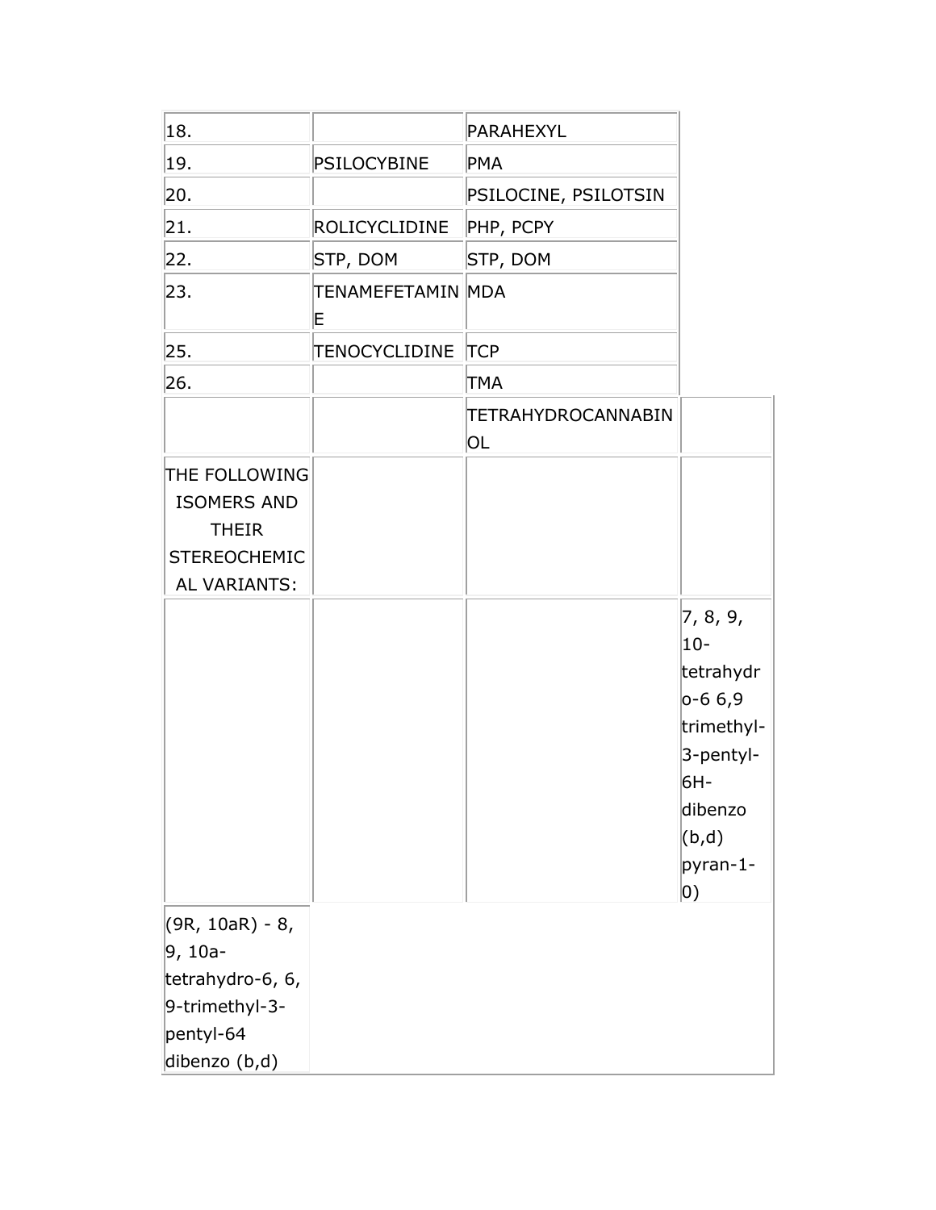| | | | |
|---|---|---|---|
| 18. | | PARAHEXYL | |
| 19. | PSILOCYBINE | PMA | |
| 20. | | PSILOCINE, PSILOTSIN | |
| 21. | ROLICYCLIDINE | PHP, PCPY | |
| 22. | STP, DOM | STP, DOM | |
| 23. | TENAMEFETAMINE | MDA | |
| 25. | TENOCYCLIDINE | TCP | |
| 26. | | TMA | |
| | | TETRAHYDROCANNABINOL | |
| THE FOLLOWING ISOMERS AND THEIR STEREOCHEMICAL VARIANTS: | | | |
| | | | 7, 8, 9, 10-tetrahydro-6 6,9 trimethyl-3-pentyl-6H-dibenzo (b,d) pyran-1-0) |
| (9R, 10aR) - 8, 9, 10a-tetrahydro-6, 6, 9-trimethyl-3-pentyl-64 dibenzo (b,d) | | | |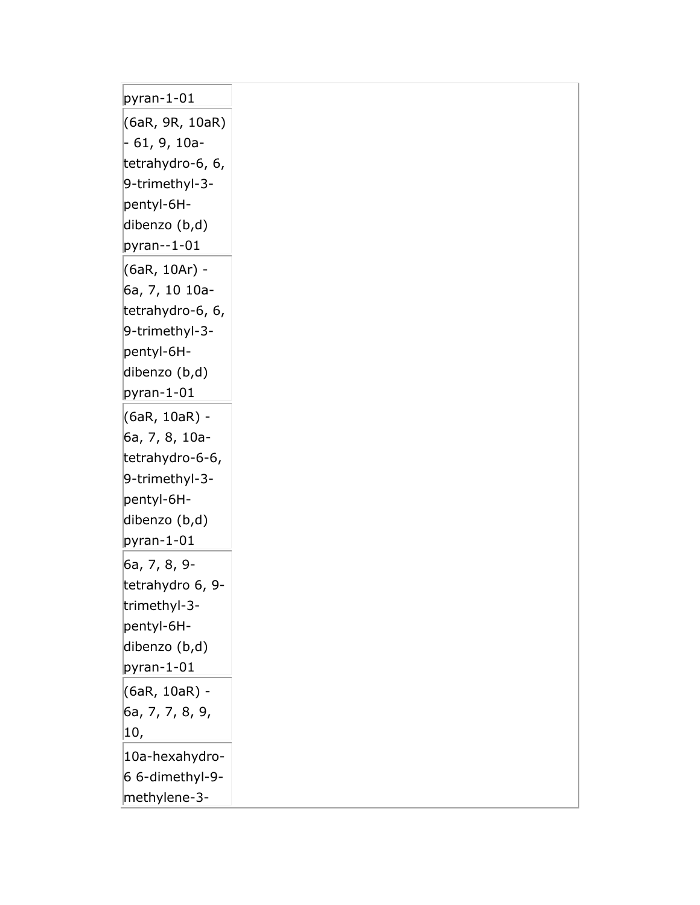| | |
|---|---|
| pyran-1-01 | |
| (6aR, 9R, 10aR) - 61, 9, 10a-tetrahydro-6, 6, 9-trimethyl-3-pentyl-6H-dibenzo (b,d) pyran--1-01 | |
| (6aR, 10Ar) - 6a, 7, 10 10a-tetrahydro-6, 6, 9-trimethyl-3-pentyl-6H-dibenzo (b,d) pyran-1-01 | |
| (6aR, 10aR) - 6a, 7, 8, 10a-tetrahydro-6-6, 9-trimethyl-3-pentyl-6H-dibenzo (b,d) pyran-1-01 | |
| 6a, 7, 8, 9-tetrahydro 6, 9-trimethyl-3-pentyl-6H-dibenzo (b,d) pyran-1-01 | |
| (6aR, 10aR) - 6a, 7, 7, 8, 9, 10, | |
| 10a-hexahydro-6 6-dimethyl-9-methylene-3- | |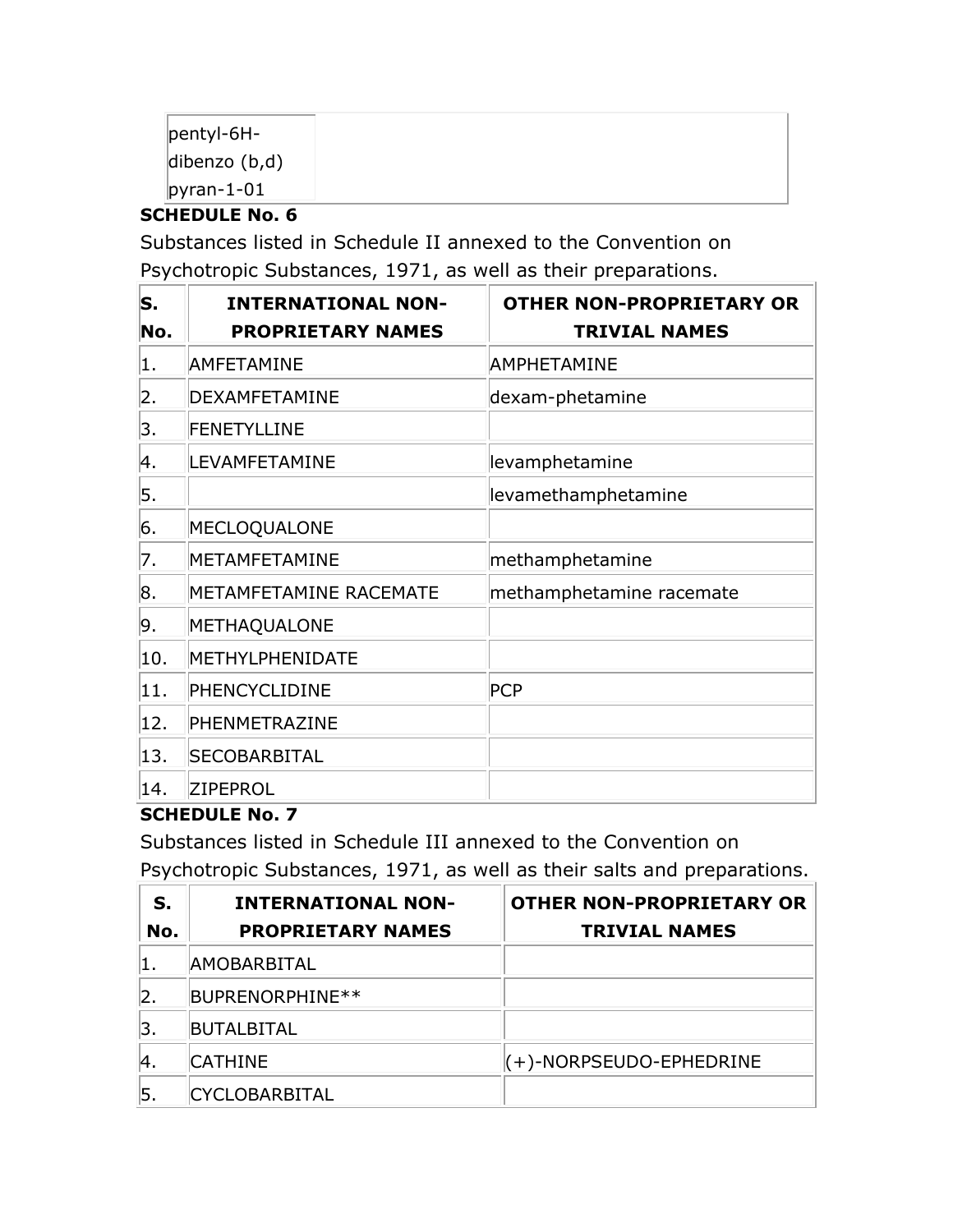| pentyl-6H-dibenzo (b,d) pyran-1-01 | |
|---|---|

**SCHEDULE No. 6**

Substances listed in Schedule II annexed to the Convention on Psychotropic Substances, 1971, as well as their preparations.

| S. No. | INTERNATIONAL NON-PROPRIETARY NAMES | OTHER NON-PROPRIETARY OR TRIVIAL NAMES |
|---|---|---|
| 1. | AMFETAMINE | AMPHETAMINE |
| 2. | DEXAMFETAMINE | dexam-phetamine |
| 3. | FENETYLLINE | |
| 4. | LEVAMFETAMINE | levamphetamine |
| 5. | | levamethamphetamine |
| 6. | MECLOQUALONE | |
| 7. | METAMFETAMINE | methamphetamine |
| 8. | METAMFETAMINE RACEMATE | methamphetamine racemate |
| 9. | METHAQUALONE | |
| 10. | METHYLPHENIDATE | |
| 11. | PHENCYCLIDINE | PCP |
| 12. | PHENMETRAZINE | |
| 13. | SECOBARBITAL | |
| 14. | ZIPEPROL | |

**SCHEDULE No. 7**

Substances listed in Schedule III annexed to the Convention on Psychotropic Substances, 1971, as well as their salts and preparations.

| S. No. | INTERNATIONAL NON-PROPRIETARY NAMES | OTHER NON-PROPRIETARY OR TRIVIAL NAMES |
|---|---|---|
| 1. | AMOBARBITAL | |
| 2. | BUPRENORPHINE** | |
| 3. | BUTALBITAL | |
| 4. | CATHINE | (+)-NORPSEUDO-EPHEDRINE |
| 5. | CYCLOBARBITAL | |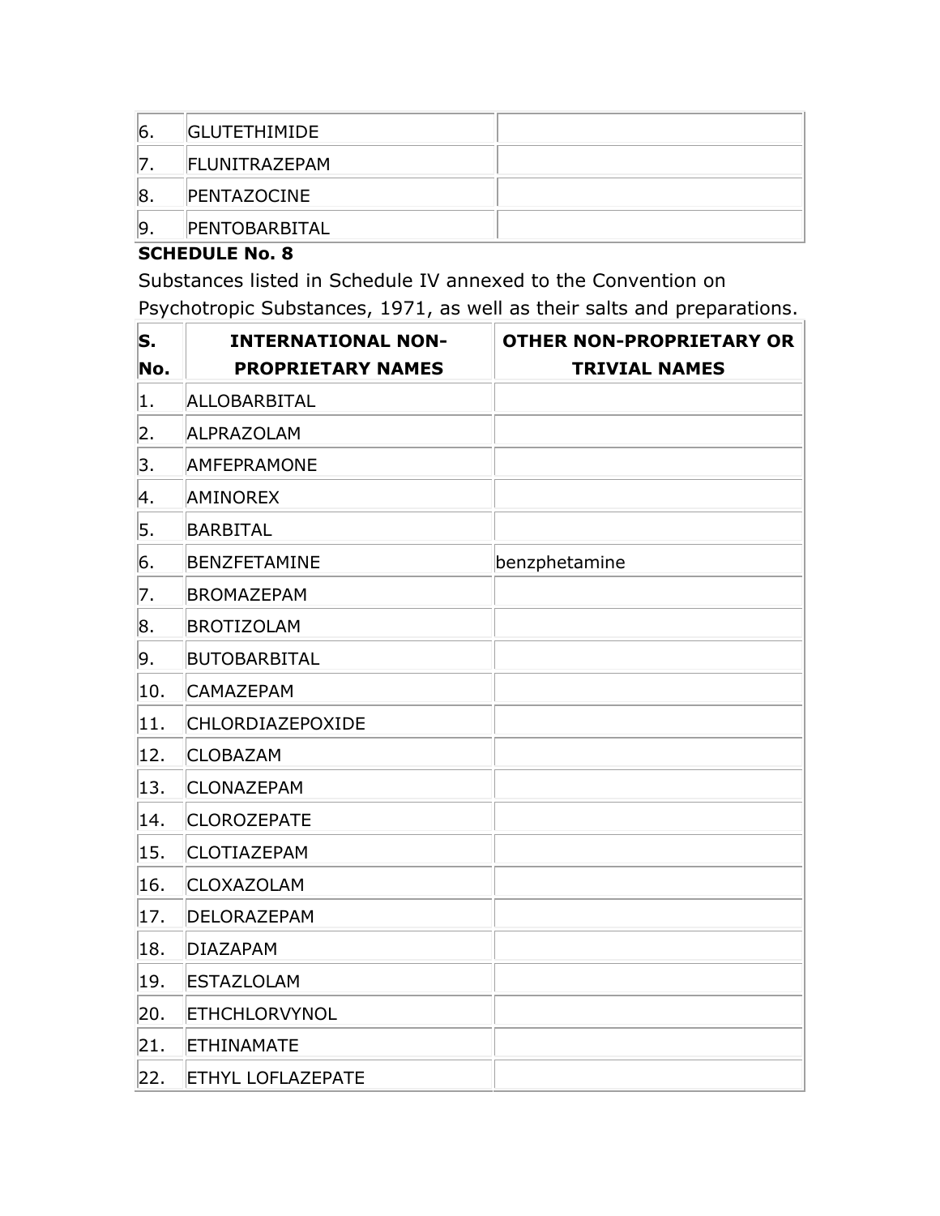| | | |
|---|---|---|
| 6. | GLUTETHIMIDE | |
| 7. | FLUNITRAZEPAM | |
| 8. | PENTAZOCINE | |
| 9. | PENTOBARBITAL | |

**SCHEDULE No. 8**

Substances listed in Schedule IV annexed to the Convention on Psychotropic Substances, 1971, as well as their salts and preparations.

| S. No. | INTERNATIONAL NON-PROPRIETARY NAMES | OTHER NON-PROPRIETARY OR TRIVIAL NAMES |
|---|---|---|
| 1. | ALLOBARBITAL | |
| 2. | ALPRAZOLAM | |
| 3. | AMFEPRAMONE | |
| 4. | AMINOREX | |
| 5. | BARBITAL | |
| 6. | BENZFETAMINE | benzphetamine |
| 7. | BROMAZEPAM | |
| 8. | BROTIZOLAM | |
| 9. | BUTOBARBITAL | |
| 10. | CAMAZEPAM | |
| 11. | CHLORDIAZEPOXIDE | |
| 12. | CLOBAZAM | |
| 13. | CLONAZEPAM | |
| 14. | CLOROZEPATE | |
| 15. | CLOTIAZEPAM | |
| 16. | CLOXAZOLAM | |
| 17. | DELORAZEPAM | |
| 18. | DIAZAPAM | |
| 19. | ESTAZLOLAM | |
| 20. | ETHCHLORVYNOL | |
| 21. | ETHINAMATE | |
| 22. | ETHYL LOFLAZEPATE | |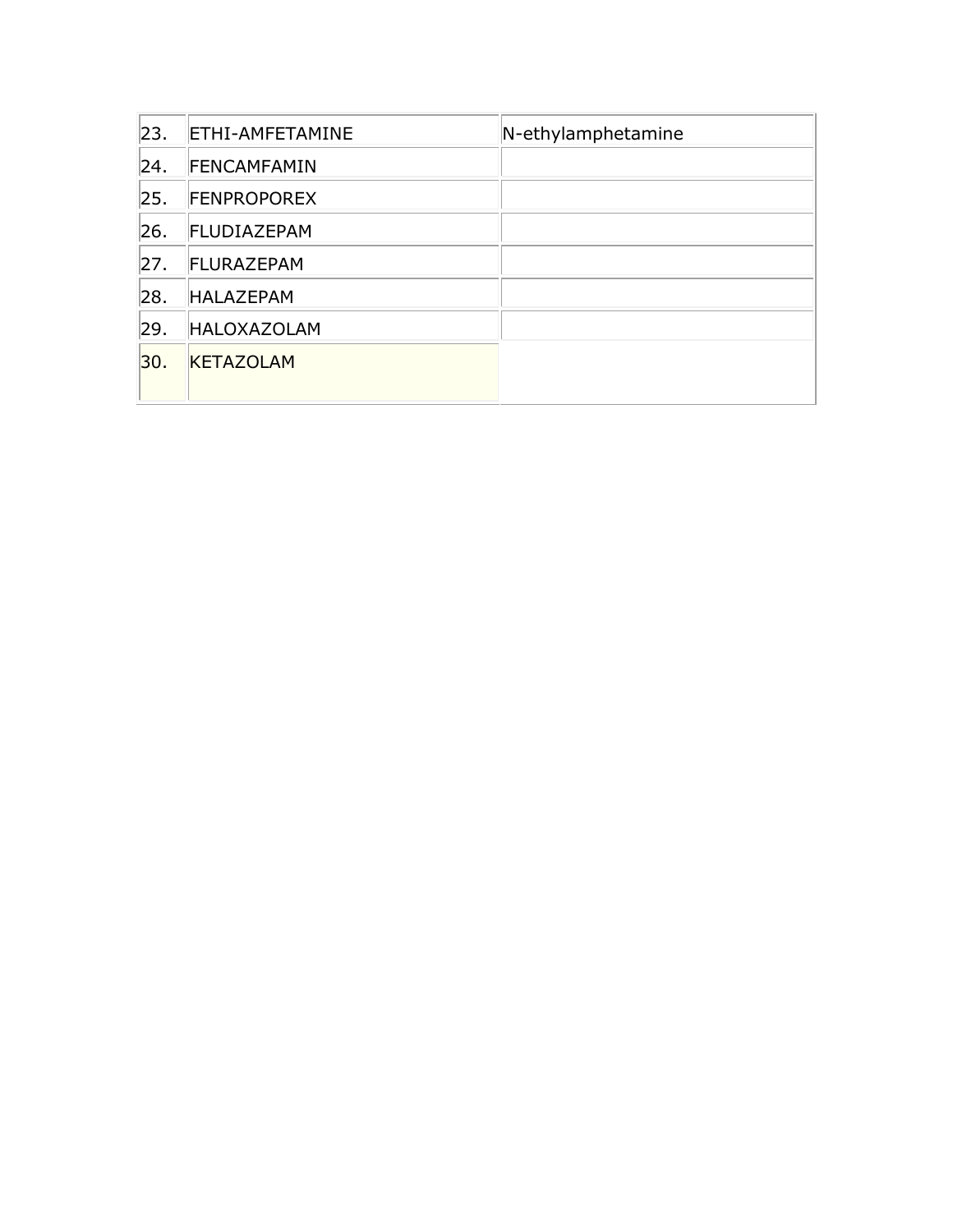| | | |
|---|---|---|
| 23. | ETHI-AMFETAMINE | N-ethylamphetamine |
| 24. | FENCAMFAMIN | |
| 25. | FENPROPOREX | |
| 26. | FLUDIAZEPAM | |
| 27. | FLURAZEPAM | |
| 28. | HALAZEPAM | |
| 29. | HALOXAZOLAM | |
| 30. | KETAZOLAM | |